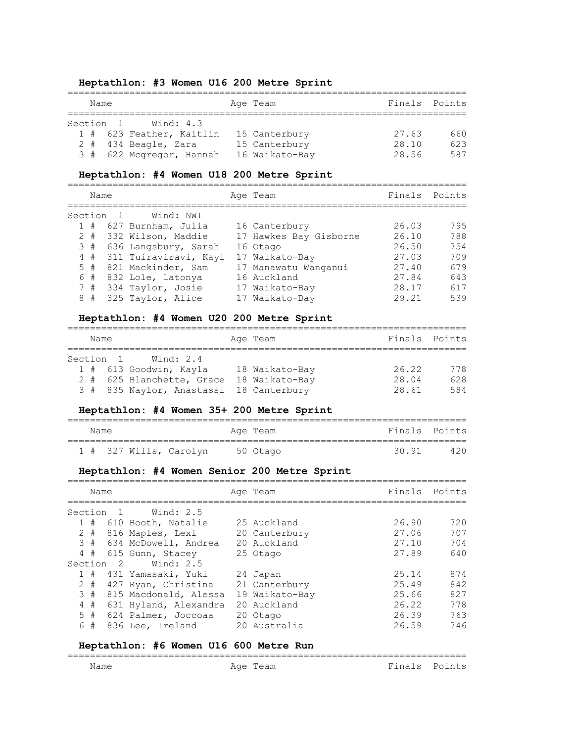### Heptathlon: #3 Women U16 200 Metre Sprint

Section 1 Wind: 4.3

| | Name | Age | Team | Finals | Points |
|---|---|---|---|---|---|
| 1 # | 623 Feather, Kaitlin | 15 | Canterbury | 27.63 | 660 |
| 2 # | 434 Beagle, Zara | 15 | Canterbury | 28.10 | 623 |
| 3 # | 622 Mcgregor, Hannah | 16 | Waikato-Bay | 28.56 | 587 |

### Heptathlon: #4 Women U18 200 Metre Sprint

Section 1 Wind: NWI

| | Name | Age | Team | Finals | Points |
|---|---|---|---|---|---|
| 1 # | 627 Burnham, Julia | 16 | Canterbury | 26.03 | 795 |
| 2 # | 332 Wilson, Maddie | 17 | Hawkes Bay Gisborne | 26.10 | 788 |
| 3 # | 636 Langsbury, Sarah | 16 | Otago | 26.50 | 754 |
| 4 # | 311 Tuiraviravi, Kayl | 17 | Waikato-Bay | 27.03 | 709 |
| 5 # | 821 Mackinder, Sam | 17 | Manawatu Wanganui | 27.40 | 679 |
| 6 # | 832 Lole, Latonya | 16 | Auckland | 27.84 | 643 |
| 7 # | 334 Taylor, Josie | 17 | Waikato-Bay | 28.17 | 617 |
| 8 # | 325 Taylor, Alice | 17 | Waikato-Bay | 29.21 | 539 |

### Heptathlon: #4 Women U20 200 Metre Sprint

Section 1 Wind: 2.4

| | Name | Age | Team | Finals | Points |
|---|---|---|---|---|---|
| 1 # | 613 Goodwin, Kayla | 18 | Waikato-Bay | 26.22 | 778 |
| 2 # | 625 Blanchette, Grace | 18 | Waikato-Bay | 28.04 | 628 |
| 3 # | 835 Naylor, Anastassi | 18 | Canterbury | 28.61 | 584 |

### Heptathlon: #4 Women 35+ 200 Metre Sprint

| | Name | Age | Team | Finals | Points |
|---|---|---|---|---|---|
| 1 # | 327 Wills, Carolyn | 50 | Otago | 30.91 | 420 |

### Heptathlon: #4 Women Senior 200 Metre Sprint

| | Name | Age | Team | Finals | Points |
|---|---|---|---|---|---|
| Section 1 | Wind: 2.5 | | | | |
| 1 # | 610 Booth, Natalie | 25 | Auckland | 26.90 | 720 |
| 2 # | 816 Maples, Lexi | 20 | Canterbury | 27.06 | 707 |
| 3 # | 634 McDowell, Andrea | 20 | Auckland | 27.10 | 704 |
| 4 # | 615 Gunn, Stacey | 25 | Otago | 27.89 | 640 |
| Section 2 | Wind: 2.5 | | | | |
| 1 # | 431 Yamasaki, Yuki | 24 | Japan | 25.14 | 874 |
| 2 # | 427 Ryan, Christina | 21 | Canterbury | 25.49 | 842 |
| 3 # | 815 Macdonald, Alessa | 19 | Waikato-Bay | 25.66 | 827 |
| 4 # | 631 Hyland, Alexandra | 20 | Auckland | 26.22 | 778 |
| 5 # | 624 Palmer, Joccoaa | 20 | Otago | 26.39 | 763 |
| 6 # | 836 Lee, Ireland | 20 | Australia | 26.59 | 746 |

### Heptathlon: #6 Women U16 600 Metre Run

| | Name | Age | Team | Finals | Points |
|---|---|---|---|---|---|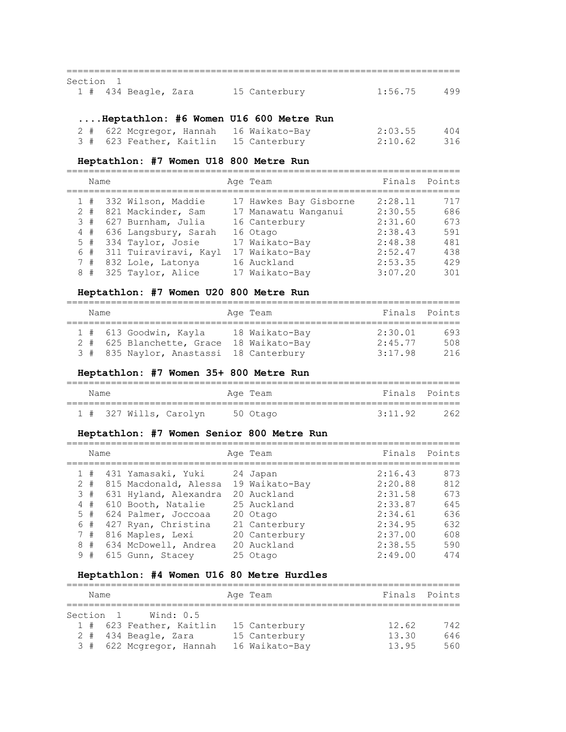Section 1

| | | Name | Age | Team | Finals | Points |
|---|---|---|---|---|---|---|
| 1 | # | 434 Beagle, Zara | 15 | Canterbury | 1:56.75 | 499 |

### ....Heptathlon: #6 Women U16 600 Metre Run

| | | Name | Age | Team | Finals | Points |
|---|---|---|---|---|---|---|
| 2 | # | 622 Mcgregor, Hannah | 16 | Waikato-Bay | 2:03.55 | 404 |
| 3 | # | 623 Feather, Kaitlin | 15 | Canterbury | 2:10.62 | 316 |

### Heptathlon: #7 Women U18 800 Metre Run

| | | Name | Age | Team | Finals | Points |
|---|---|---|---|---|---|---|
| 1 | # | 332 Wilson, Maddie | 17 | Hawkes Bay Gisborne | 2:28.11 | 717 |
| 2 | # | 821 Mackinder, Sam | 17 | Manawatu Wanganui | 2:30.55 | 686 |
| 3 | # | 627 Burnham, Julia | 16 | Canterbury | 2:31.60 | 673 |
| 4 | # | 636 Langsbury, Sarah | 16 | Otago | 2:38.43 | 591 |
| 5 | # | 334 Taylor, Josie | 17 | Waikato-Bay | 2:48.38 | 481 |
| 6 | # | 311 Tuiraviravi, Kayl | 17 | Waikato-Bay | 2:52.47 | 438 |
| 7 | # | 832 Lole, Latonya | 16 | Auckland | 2:53.35 | 429 |
| 8 | # | 325 Taylor, Alice | 17 | Waikato-Bay | 3:07.20 | 301 |

### Heptathlon: #7 Women U20 800 Metre Run

| | | Name | Age | Team | Finals | Points |
|---|---|---|---|---|---|---|
| 1 | # | 613 Goodwin, Kayla | 18 | Waikato-Bay | 2:30.01 | 693 |
| 2 | # | 625 Blanchette, Grace | 18 | Waikato-Bay | 2:45.77 | 508 |
| 3 | # | 835 Naylor, Anastassi | 18 | Canterbury | 3:17.98 | 216 |

### Heptathlon: #7 Women 35+ 800 Metre Run

| | | Name | Age | Team | Finals | Points |
|---|---|---|---|---|---|---|
| 1 | # | 327 Wills, Carolyn | 50 | Otago | 3:11.92 | 262 |

### Heptathlon: #7 Women Senior 800 Metre Run

| | | Name | Age | Team | Finals | Points |
|---|---|---|---|---|---|---|
| 1 | # | 431 Yamasaki, Yuki | 24 | Japan | 2:16.43 | 873 |
| 2 | # | 815 Macdonald, Alessa | 19 | Waikato-Bay | 2:20.88 | 812 |
| 3 | # | 631 Hyland, Alexandra | 20 | Auckland | 2:31.58 | 673 |
| 4 | # | 610 Booth, Natalie | 25 | Auckland | 2:33.87 | 645 |
| 5 | # | 624 Palmer, Joccoaa | 20 | Otago | 2:34.61 | 636 |
| 6 | # | 427 Ryan, Christina | 21 | Canterbury | 2:34.95 | 632 |
| 7 | # | 816 Maples, Lexi | 20 | Canterbury | 2:37.00 | 608 |
| 8 | # | 634 McDowell, Andrea | 20 | Auckland | 2:38.55 | 590 |
| 9 | # | 615 Gunn, Stacey | 25 | Otago | 2:49.00 | 474 |

### Heptathlon: #4 Women U16 80 Metre Hurdles

Section 1 Wind: 0.5

| | | Name | Age | Team | Finals | Points |
|---|---|---|---|---|---|---|
| 1 | # | 623 Feather, Kaitlin | 15 | Canterbury | 12.62 | 742 |
| 2 | # | 434 Beagle, Zara | 15 | Canterbury | 13.30 | 646 |
| 3 | # | 622 Mcgregor, Hannah | 16 | Waikato-Bay | 13.95 | 560 |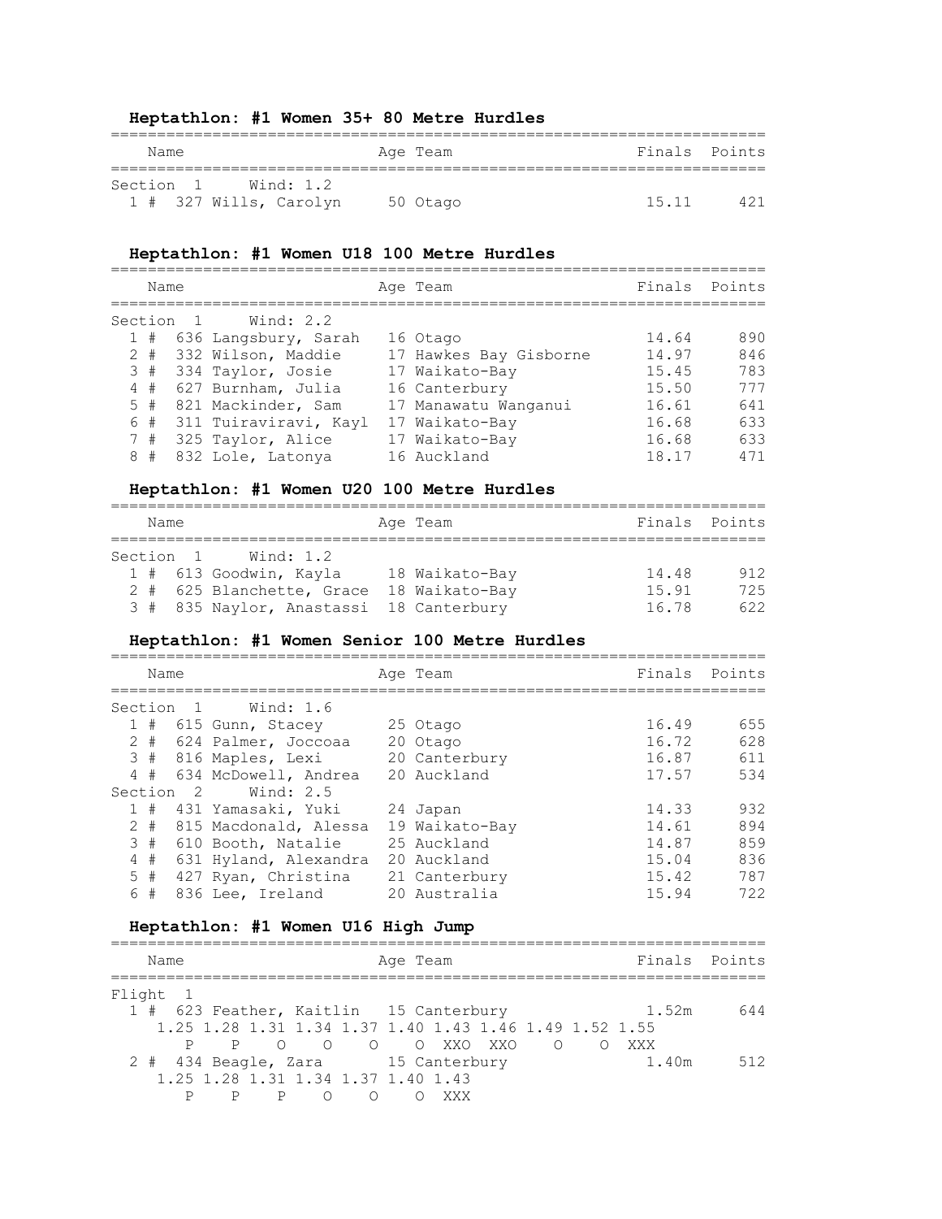### Heptathlon: #1 Women 35+ 80 Metre Hurdles

Section 1 Wind: 1.2

| Place | Bib | Name | Age | Team | Finals | Points |
|---|---|---|---|---|---|---|
| 1 # | 327 | Wills, Carolyn | 50 | Otago | 15.11 | 421 |

### Heptathlon: #1 Women U18 100 Metre Hurdles

Section 1 Wind: 2.2

| Place | Bib | Name | Age | Team | Finals | Points |
|---|---|---|---|---|---|---|
| 1 # | 636 | Langsbury, Sarah | 16 | Otago | 14.64 | 890 |
| 2 # | 332 | Wilson, Maddie | 17 | Hawkes Bay Gisborne | 14.97 | 846 |
| 3 # | 334 | Taylor, Josie | 17 | Waikato-Bay | 15.45 | 783 |
| 4 # | 627 | Burnham, Julia | 16 | Canterbury | 15.50 | 777 |
| 5 # | 821 | Mackinder, Sam | 17 | Manawatu Wanganui | 16.61 | 641 |
| 6 # | 311 | Tuiraviravi, Kayl | 17 | Waikato-Bay | 16.68 | 633 |
| 7 # | 325 | Taylor, Alice | 17 | Waikato-Bay | 16.68 | 633 |
| 8 # | 832 | Lole, Latonya | 16 | Auckland | 18.17 | 471 |

### Heptathlon: #1 Women U20 100 Metre Hurdles

Section 1 Wind: 1.2

| Place | Bib | Name | Age | Team | Finals | Points |
|---|---|---|---|---|---|---|
| 1 # | 613 | Goodwin, Kayla | 18 | Waikato-Bay | 14.48 | 912 |
| 2 # | 625 | Blanchette, Grace | 18 | Waikato-Bay | 15.91 | 725 |
| 3 # | 835 | Naylor, Anastassi | 18 | Canterbury | 16.78 | 622 |

### Heptathlon: #1 Women Senior 100 Metre Hurdles

| Place | Bib | Name | Age | Team | Finals | Points |
|---|---|---|---|---|---|---|
| **Section 1 Wind: 1.6** | | | | | | |
| 1 # | 615 | Gunn, Stacey | 25 | Otago | 16.49 | 655 |
| 2 # | 624 | Palmer, Joccoaa | 20 | Otago | 16.72 | 628 |
| 3 # | 816 | Maples, Lexi | 20 | Canterbury | 16.87 | 611 |
| 4 # | 634 | McDowell, Andrea | 20 | Auckland | 17.57 | 534 |
| **Section 2 Wind: 2.5** | | | | | | |
| 1 # | 431 | Yamasaki, Yuki | 24 | Japan | 14.33 | 932 |
| 2 # | 815 | Macdonald, Alessa | 19 | Waikato-Bay | 14.61 | 894 |
| 3 # | 610 | Booth, Natalie | 25 | Auckland | 14.87 | 859 |
| 4 # | 631 | Hyland, Alexandra | 20 | Auckland | 15.04 | 836 |
| 5 # | 427 | Ryan, Christina | 21 | Canterbury | 15.42 | 787 |
| 6 # | 836 | Lee, Ireland | 20 | Australia | 15.94 | 722 |

### Heptathlon: #1 Women U16 High Jump

Flight 1

| Place | Bib | Name | Age | Team | Finals | Points |
|---|---|---|---|---|---|---|
| 1 # | 623 | Feather, Kaitlin | 15 | Canterbury | 1.52m | 644 |
| 2 # | 434 | Beagle, Zara | 15 | Canterbury | 1.40m | 512 |

Feather, Kaitlin:

| 1.25 | 1.28 | 1.31 | 1.34 | 1.37 | 1.40 | 1.43 | 1.46 | 1.49 | 1.52 | 1.55 |
|---|---|---|---|---|---|---|---|---|---|---|
| P | P | O | O | O | O | XXO | XXO | O | O | XXX |

Beagle, Zara:

| 1.25 | 1.28 | 1.31 | 1.34 | 1.37 | 1.40 | 1.43 |
|---|---|---|---|---|---|---|
| P | P | P | O | O | O | XXX |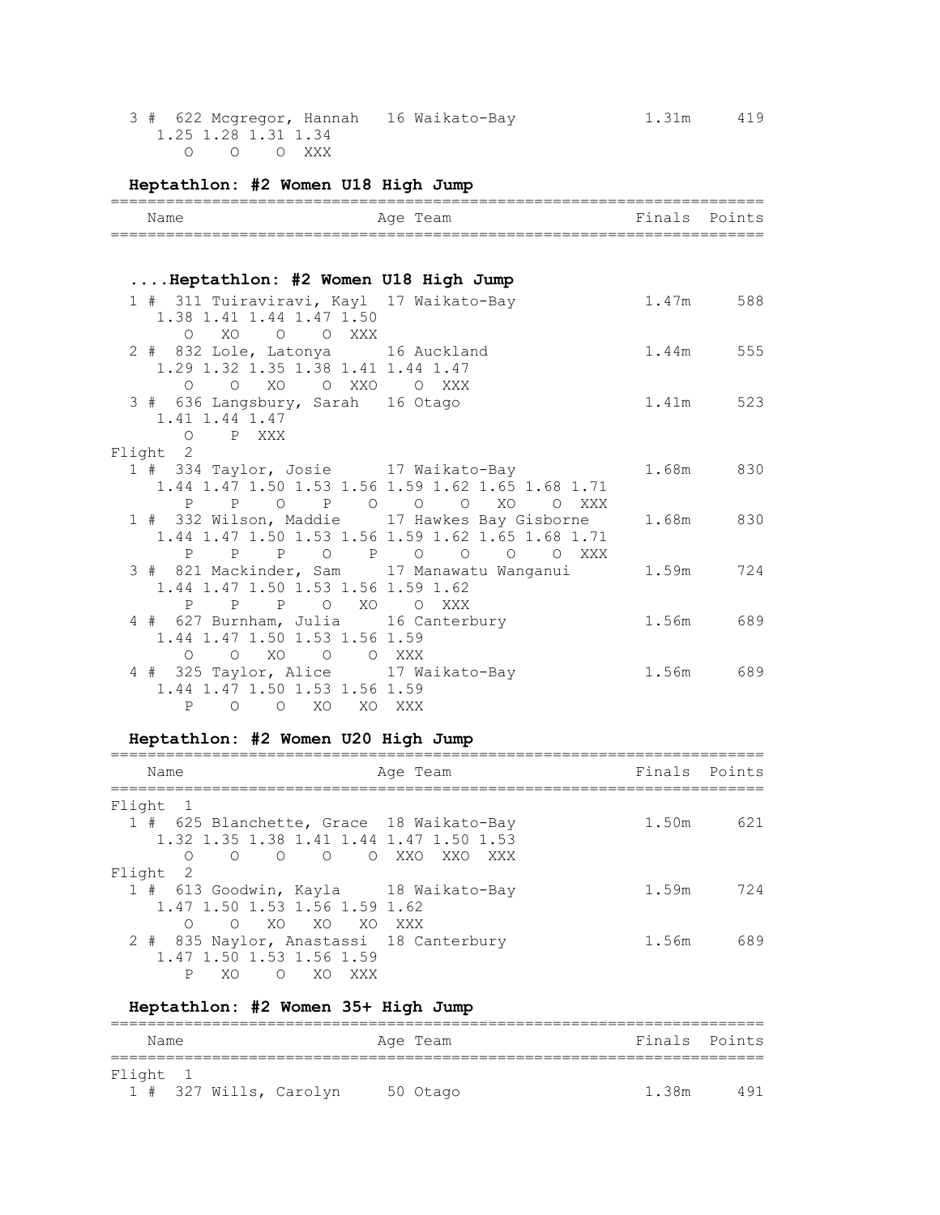```
  3 #  622 Mcgregor, Hannah   16 Waikato-Bay                 1.31m     419
     1.25 1.28 1.31 1.34
        O    O    O  XXX
```

### Heptathlon: #2 Women U18 High Jump

```
========================================================================
    Name                    Age Team                    Finals  Points
========================================================================
```

### ....Heptathlon: #2 Women U18 High Jump

```
  1 #  311 Tuiraviravi, Kayl  17 Waikato-Bay                 1.47m     588
     1.38 1.41 1.44 1.47 1.50
        O   XO    O    O  XXX
  2 #  832 Lole, Latonya      16 Auckland                    1.44m     555
     1.29 1.32 1.35 1.38 1.41 1.44 1.47
        O    O   XO    O  XXO    O  XXX
  3 #  636 Langsbury, Sarah   16 Otago                       1.41m     523
     1.41 1.44 1.47
        O    P  XXX
Flight  2
  1 #  334 Taylor, Josie      17 Waikato-Bay                 1.68m     830
     1.44 1.47 1.50 1.53 1.56 1.59 1.62 1.65 1.68 1.71
        P    P    O    P    O    O    O   XO    O  XXX
  1 #  332 Wilson, Maddie     17 Hawkes Bay Gisborne         1.68m     830
     1.44 1.47 1.50 1.53 1.56 1.59 1.62 1.65 1.68 1.71
        P    P    P    O    P    O    O    O    O  XXX
  3 #  821 Mackinder, Sam     17 Manawatu Wanganui           1.59m     724
     1.44 1.47 1.50 1.53 1.56 1.59 1.62
        P    P    P    O   XO    O  XXX
  4 #  627 Burnham, Julia     16 Canterbury                  1.56m     689
     1.44 1.47 1.50 1.53 1.56 1.59
        O    O   XO    O    O  XXX
  4 #  325 Taylor, Alice      17 Waikato-Bay                 1.56m     689
     1.44 1.47 1.50 1.53 1.56 1.59
        P    O    O   XO   XO  XXX
```

### Heptathlon: #2 Women U20 High Jump

```
========================================================================
    Name                    Age Team                    Finals  Points
========================================================================
Flight  1
  1 #  625 Blanchette, Grace  18 Waikato-Bay                 1.50m     621
     1.32 1.35 1.38 1.41 1.44 1.47 1.50 1.53
        O    O    O    O    O  XXO  XXO  XXX
Flight  2
  1 #  613 Goodwin, Kayla     18 Waikato-Bay                 1.59m     724
     1.47 1.50 1.53 1.56 1.59 1.62
        O    O   XO   XO   XO  XXX
  2 #  835 Naylor, Anastassi  18 Canterbury                  1.56m     689
     1.47 1.50 1.53 1.56 1.59
        P   XO    O   XO  XXX
```

### Heptathlon: #2 Women 35+ High Jump

```
========================================================================
    Name                    Age Team                    Finals  Points
========================================================================
Flight  1
  1 #  327 Wills, Carolyn     50 Otago                       1.38m     491
```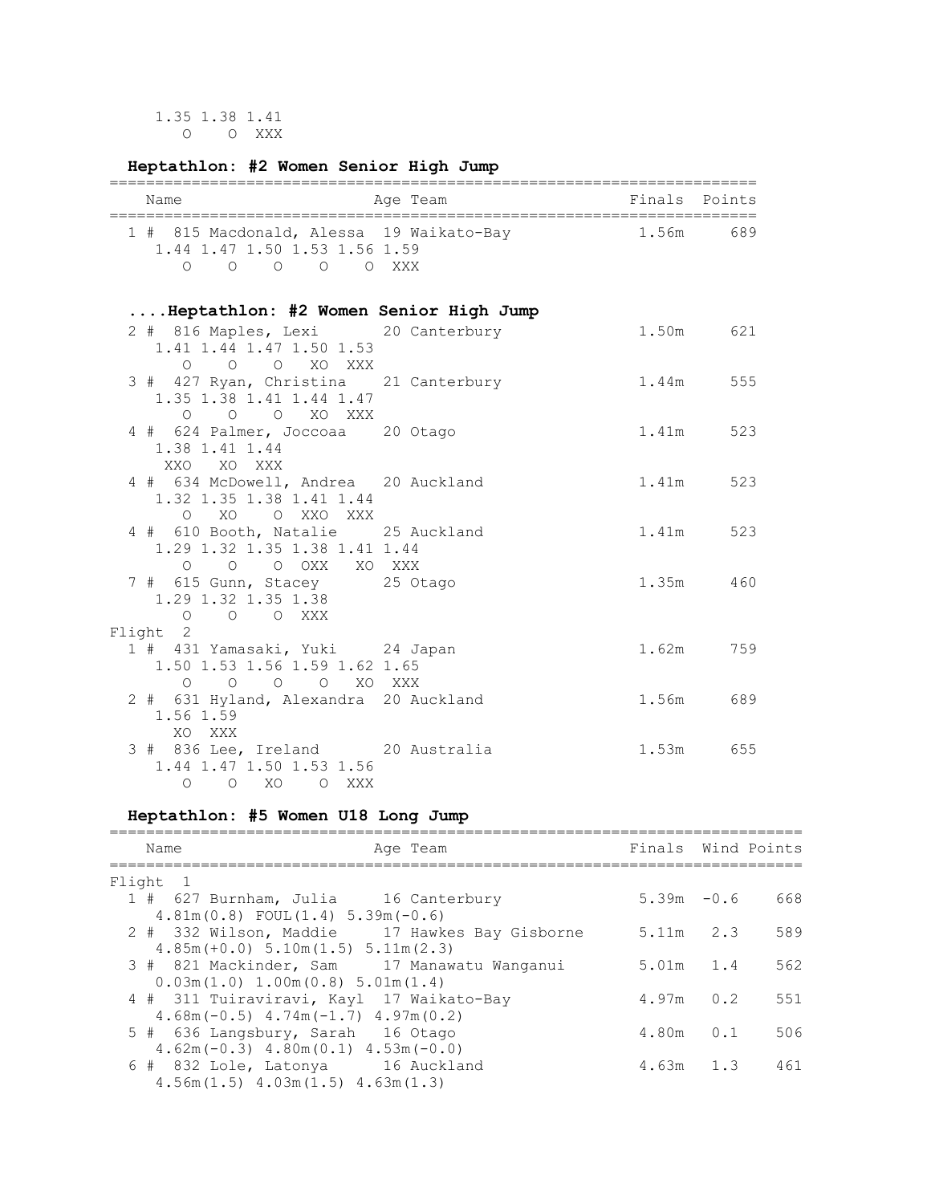```
    1.35 1.38 1.41
       O    O  XXX
```

### Heptathlon: #2 Women Senior High Jump

```
=========================================================================
    Name                    Age Team                    Finals  Points
=========================================================================
  1 #  815 Macdonald, Alessa  19 Waikato-Bay              1.56m     689
    1.44 1.47 1.50 1.53 1.56 1.59
       O    O    O    O    O  XXX
```

### ....Heptathlon: #2 Women Senior High Jump

```
  2 #  816 Maples, Lexi       20 Canterbury               1.50m     621
    1.41 1.44 1.47 1.50 1.53
       O    O    O   XO  XXX
  3 #  427 Ryan, Christina    21 Canterbury               1.44m     555
    1.35 1.38 1.41 1.44 1.47
       O    O    O   XO  XXX
  4 #  624 Palmer, Joccoaa    20 Otago                    1.41m     523
    1.38 1.41 1.44
     XXO   XO  XXX
  4 #  634 McDowell, Andrea   20 Auckland                 1.41m     523
    1.32 1.35 1.38 1.41 1.44
       O   XO    O  XXO  XXX
  4 #  610 Booth, Natalie     25 Auckland                 1.41m     523
    1.29 1.32 1.35 1.38 1.41 1.44
       O    O    O  OXX   XO  XXX
  7 #  615 Gunn, Stacey       25 Otago                    1.35m     460
    1.29 1.32 1.35 1.38
       O    O    O  XXX
Flight  2
  1 #  431 Yamasaki, Yuki     24 Japan                    1.62m     759
    1.50 1.53 1.56 1.59 1.62 1.65
       O    O    O    O   XO  XXX
  2 #  631 Hyland, Alexandra  20 Auckland                 1.56m     689
    1.56 1.59
      XO  XXX
  3 #  836 Lee, Ireland       20 Australia                1.53m     655
    1.44 1.47 1.50 1.53 1.56
       O    O   XO    O  XXX
```

### Heptathlon: #5 Women U18 Long Jump

```
==============================================================================
    Name                    Age Team                    Finals  Wind Points
==============================================================================
Flight  1
  1 #  627 Burnham, Julia     16 Canterbury               5.39m  -0.6    668
    4.81m(0.8) FOUL(1.4) 5.39m(-0.6)
  2 #  332 Wilson, Maddie     17 Hawkes Bay Gisborne      5.11m   2.3    589
    4.85m(+0.0) 5.10m(1.5) 5.11m(2.3)
  3 #  821 Mackinder, Sam     17 Manawatu Wanganui        5.01m   1.4    562
    0.03m(1.0) 1.00m(0.8) 5.01m(1.4)
  4 #  311 Tuiraviravi, Kayl  17 Waikato-Bay              4.97m   0.2    551
    4.68m(-0.5) 4.74m(-1.7) 4.97m(0.2)
  5 #  636 Langsbury, Sarah   16 Otago                    4.80m   0.1    506
    4.62m(-0.3) 4.80m(0.1) 4.53m(-0.0)
  6 #  832 Lole, Latonya      16 Auckland                 4.63m   1.3    461
    4.56m(1.5) 4.03m(1.5) 4.63m(1.3)
```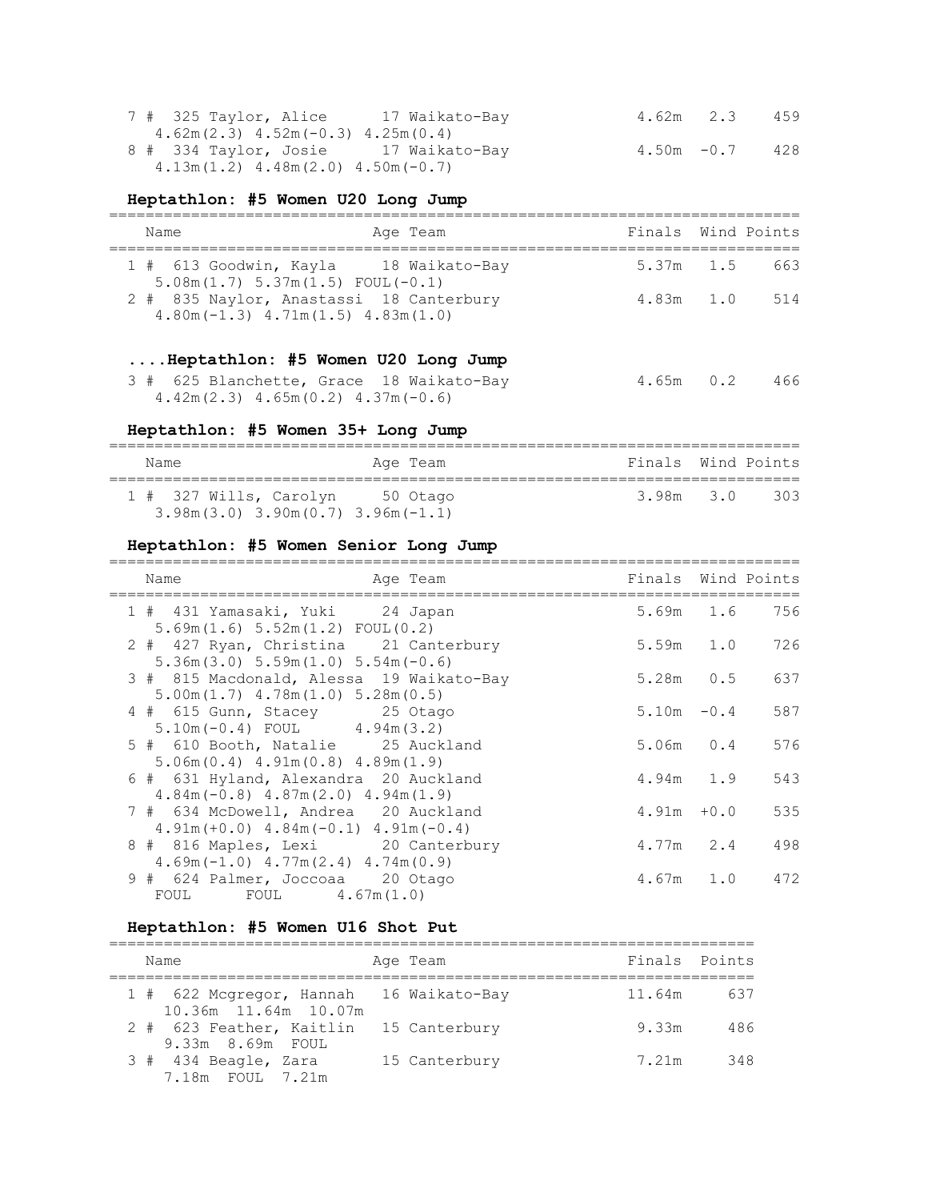| Place | Name | Age | Team | Finals | Wind | Points |
|---|---|---|---|---|---|---|
| 7 # | 325 Taylor, Alice | 17 | Waikato-Bay | 4.62m | 2.3 | 459 |
| | 4.62m(2.3) 4.52m(-0.3) 4.25m(0.4) | | | | | |
| 8 # | 334 Taylor, Josie | 17 | Waikato-Bay | 4.50m | -0.7 | 428 |
| | 4.13m(1.2) 4.48m(2.0) 4.50m(-0.7) | | | | | |

### Heptathlon: #5 Women U20 Long Jump

| Place | Name | Age | Team | Finals | Wind | Points |
|---|---|---|---|---|---|---|
| 1 # | 613 Goodwin, Kayla | 18 | Waikato-Bay | 5.37m | 1.5 | 663 |
| | 5.08m(1.7) 5.37m(1.5) FOUL(-0.1) | | | | | |
| 2 # | 835 Naylor, Anastassi | 18 | Canterbury | 4.83m | 1.0 | 514 |
| | 4.80m(-1.3) 4.71m(1.5) 4.83m(1.0) | | | | | |
| 3 # | 625 Blanchette, Grace | 18 | Waikato-Bay | 4.65m | 0.2 | 466 |
| | 4.42m(2.3) 4.65m(0.2) 4.37m(-0.6) | | | | | |

### Heptathlon: #5 Women 35+ Long Jump

| Place | Name | Age | Team | Finals | Wind | Points |
|---|---|---|---|---|---|---|
| 1 # | 327 Wills, Carolyn | 50 | Otago | 3.98m | 3.0 | 303 |
| | 3.98m(3.0) 3.90m(0.7) 3.96m(-1.1) | | | | | |

### Heptathlon: #5 Women Senior Long Jump

| Place | Name | Age | Team | Finals | Wind | Points |
|---|---|---|---|---|---|---|
| 1 # | 431 Yamasaki, Yuki | 24 | Japan | 5.69m | 1.6 | 756 |
| | 5.69m(1.6) 5.52m(1.2) FOUL(0.2) | | | | | |
| 2 # | 427 Ryan, Christina | 21 | Canterbury | 5.59m | 1.0 | 726 |
| | 5.36m(3.0) 5.59m(1.0) 5.54m(-0.6) | | | | | |
| 3 # | 815 Macdonald, Alessa | 19 | Waikato-Bay | 5.28m | 0.5 | 637 |
| | 5.00m(1.7) 4.78m(1.0) 5.28m(0.5) | | | | | |
| 4 # | 615 Gunn, Stacey | 25 | Otago | 5.10m | -0.4 | 587 |
| | 5.10m(-0.4) FOUL 4.94m(3.2) | | | | | |
| 5 # | 610 Booth, Natalie | 25 | Auckland | 5.06m | 0.4 | 576 |
| | 5.06m(0.4) 4.91m(0.8) 4.89m(1.9) | | | | | |
| 6 # | 631 Hyland, Alexandra | 20 | Auckland | 4.94m | 1.9 | 543 |
| | 4.84m(-0.8) 4.87m(2.0) 4.94m(1.9) | | | | | |
| 7 # | 634 McDowell, Andrea | 20 | Auckland | 4.91m | +0.0 | 535 |
| | 4.91m(+0.0) 4.84m(-0.1) 4.91m(-0.4) | | | | | |
| 8 # | 816 Maples, Lexi | 20 | Canterbury | 4.77m | 2.4 | 498 |
| | 4.69m(-1.0) 4.77m(2.4) 4.74m(0.9) | | | | | |
| 9 # | 624 Palmer, Joccoaa | 20 | Otago | 4.67m | 1.0 | 472 |
| | FOUL FOUL 4.67m(1.0) | | | | | |

### Heptathlon: #5 Women U16 Shot Put

| Place | Name | Age | Team | Finals | Points |
|---|---|---|---|---|---|
| 1 # | 622 Mcgregor, Hannah | 16 | Waikato-Bay | 11.64m | 637 |
| | 10.36m 11.64m 10.07m | | | | |
| 2 # | 623 Feather, Kaitlin | 15 | Canterbury | 9.33m | 486 |
| | 9.33m 8.69m FOUL | | | | |
| 3 # | 434 Beagle, Zara | 15 | Canterbury | 7.21m | 348 |
| | 7.18m FOUL 7.21m | | | | |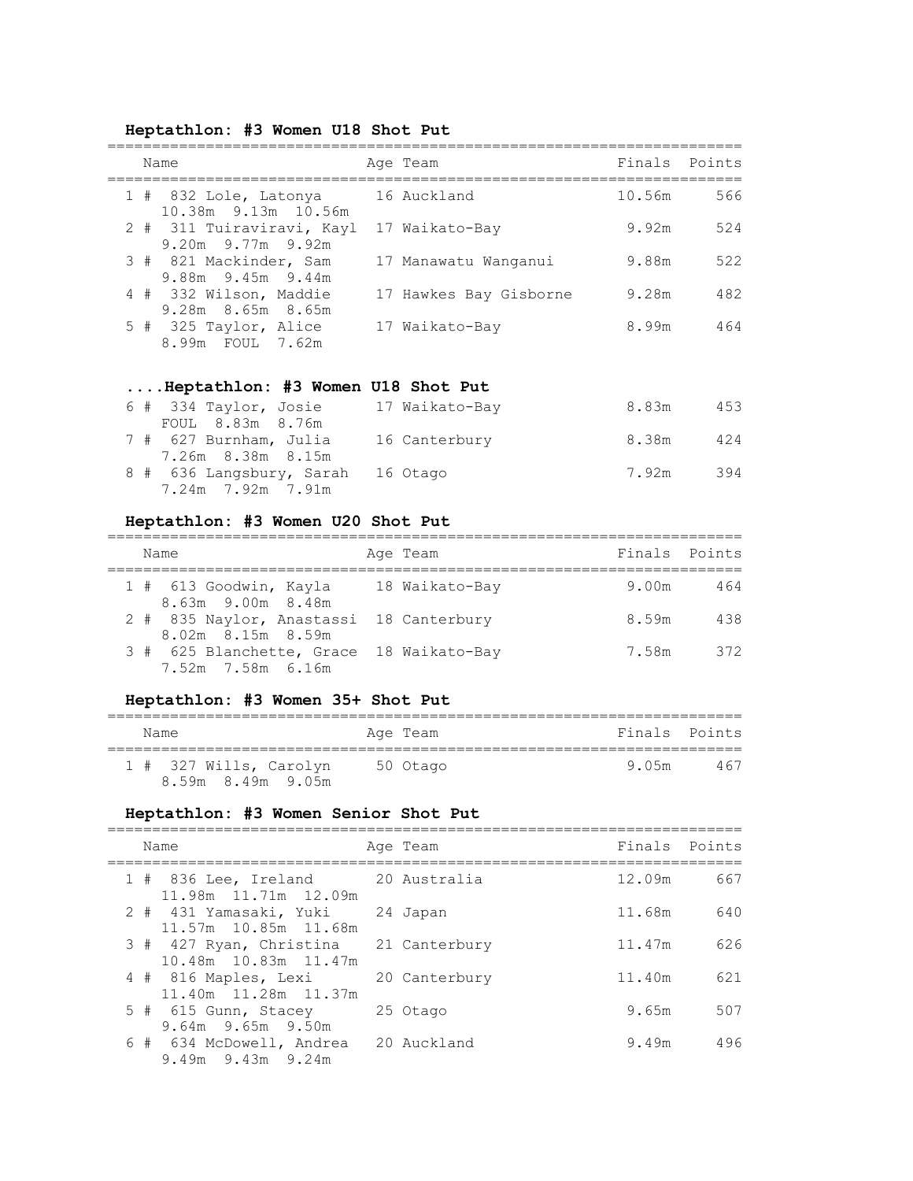### Heptathlon: #3 Women U18 Shot Put

| Place | Name | Age | Team | Finals | Points |
|---|---|---|---|---|---|
| 1 # | 832 Lole, Latonya | 16 | Auckland | 10.56m | 566 |
| | 10.38m 9.13m 10.56m | | | | |
| 2 # | 311 Tuiraviravi, Kayl | 17 | Waikato-Bay | 9.92m | 524 |
| | 9.20m 9.77m 9.92m | | | | |
| 3 # | 821 Mackinder, Sam | 17 | Manawatu Wanganui | 9.88m | 522 |
| | 9.88m 9.45m 9.44m | | | | |
| 4 # | 332 Wilson, Maddie | 17 | Hawkes Bay Gisborne | 9.28m | 482 |
| | 9.28m 8.65m 8.65m | | | | |
| 5 # | 325 Taylor, Alice | 17 | Waikato-Bay | 8.99m | 464 |
| | 8.99m FOUL 7.62m | | | | |

### ....Heptathlon: #3 Women U18 Shot Put

| Place | Name | Age | Team | Finals | Points |
|---|---|---|---|---|---|
| 6 # | 334 Taylor, Josie | 17 | Waikato-Bay | 8.83m | 453 |
| | FOUL 8.83m 8.76m | | | | |
| 7 # | 627 Burnham, Julia | 16 | Canterbury | 8.38m | 424 |
| | 7.26m 8.38m 8.15m | | | | |
| 8 # | 636 Langsbury, Sarah | 16 | Otago | 7.92m | 394 |
| | 7.24m 7.92m 7.91m | | | | |

### Heptathlon: #3 Women U20 Shot Put

| Place | Name | Age | Team | Finals | Points |
|---|---|---|---|---|---|
| 1 # | 613 Goodwin, Kayla | 18 | Waikato-Bay | 9.00m | 464 |
| | 8.63m 9.00m 8.48m | | | | |
| 2 # | 835 Naylor, Anastassi | 18 | Canterbury | 8.59m | 438 |
| | 8.02m 8.15m 8.59m | | | | |
| 3 # | 625 Blanchette, Grace | 18 | Waikato-Bay | 7.58m | 372 |
| | 7.52m 7.58m 6.16m | | | | |

### Heptathlon: #3 Women 35+ Shot Put

| Place | Name | Age | Team | Finals | Points |
|---|---|---|---|---|---|
| 1 # | 327 Wills, Carolyn | 50 | Otago | 9.05m | 467 |
| | 8.59m 8.49m 9.05m | | | | |

### Heptathlon: #3 Women Senior Shot Put

| Place | Name | Age | Team | Finals | Points |
|---|---|---|---|---|---|
| 1 # | 836 Lee, Ireland | 20 | Australia | 12.09m | 667 |
| | 11.98m 11.71m 12.09m | | | | |
| 2 # | 431 Yamasaki, Yuki | 24 | Japan | 11.68m | 640 |
| | 11.57m 10.85m 11.68m | | | | |
| 3 # | 427 Ryan, Christina | 21 | Canterbury | 11.47m | 626 |
| | 10.48m 10.83m 11.47m | | | | |
| 4 # | 816 Maples, Lexi | 20 | Canterbury | 11.40m | 621 |
| | 11.40m 11.28m 11.37m | | | | |
| 5 # | 615 Gunn, Stacey | 25 | Otago | 9.65m | 507 |
| | 9.64m 9.65m 9.50m | | | | |
| 6 # | 634 McDowell, Andrea | 20 | Auckland | 9.49m | 496 |
| | 9.49m 9.43m 9.24m | | | | |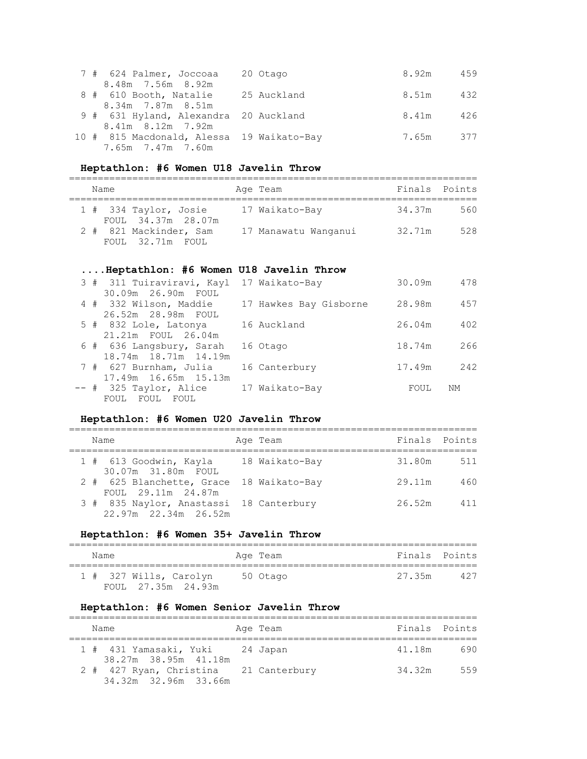| Place | Name | Age | Team | Finals | Points |
|---|---|---|---|---|---|
| 7 # | 624 Palmer, Joccoaa | 20 | Otago | 8.92m | 459 |
| | 8.48m 7.56m 8.92m | | | | |
| 8 # | 610 Booth, Natalie | 25 | Auckland | 8.51m | 432 |
| | 8.34m 7.87m 8.51m | | | | |
| 9 # | 631 Hyland, Alexandra | 20 | Auckland | 8.41m | 426 |
| | 8.41m 8.12m 7.92m | | | | |
| 10 # | 815 Macdonald, Alessa | 19 | Waikato-Bay | 7.65m | 377 |
| | 7.65m 7.47m 7.60m | | | | |

### Heptathlon: #6 Women U18 Javelin Throw

| Place | Name | Age | Team | Finals | Points |
|---|---|---|---|---|---|
| 1 # | 334 Taylor, Josie | 17 | Waikato-Bay | 34.37m | 560 |
| | FOUL 34.37m 28.07m | | | | |
| 2 # | 821 Mackinder, Sam | 17 | Manawatu Wanganui | 32.71m | 528 |
| | FOUL 32.71m FOUL | | | | |

### ....Heptathlon: #6 Women U18 Javelin Throw

| Place | Name | Age | Team | Finals | Points |
|---|---|---|---|---|---|
| 3 # | 311 Tuiraviravi, Kayl | 17 | Waikato-Bay | 30.09m | 478 |
| | 30.09m 26.90m FOUL | | | | |
| 4 # | 332 Wilson, Maddie | 17 | Hawkes Bay Gisborne | 28.98m | 457 |
| | 26.52m 28.98m FOUL | | | | |
| 5 # | 832 Lole, Latonya | 16 | Auckland | 26.04m | 402 |
| | 21.21m FOUL 26.04m | | | | |
| 6 # | 636 Langsbury, Sarah | 16 | Otago | 18.74m | 266 |
| | 18.74m 18.71m 14.19m | | | | |
| 7 # | 627 Burnham, Julia | 16 | Canterbury | 17.49m | 242 |
| | 17.49m 16.65m 15.13m | | | | |
| -- # | 325 Taylor, Alice | 17 | Waikato-Bay | FOUL | NM |
| | FOUL FOUL FOUL | | | | |

### Heptathlon: #6 Women U20 Javelin Throw

| Place | Name | Age | Team | Finals | Points |
|---|---|---|---|---|---|
| 1 # | 613 Goodwin, Kayla | 18 | Waikato-Bay | 31.80m | 511 |
| | 30.07m 31.80m FOUL | | | | |
| 2 # | 625 Blanchette, Grace | 18 | Waikato-Bay | 29.11m | 460 |
| | FOUL 29.11m 24.87m | | | | |
| 3 # | 835 Naylor, Anastassi | 18 | Canterbury | 26.52m | 411 |
| | 22.97m 22.34m 26.52m | | | | |

### Heptathlon: #6 Women 35+ Javelin Throw

| Place | Name | Age | Team | Finals | Points |
|---|---|---|---|---|---|
| 1 # | 327 Wills, Carolyn | 50 | Otago | 27.35m | 427 |
| | FOUL 27.35m 24.93m | | | | |

### Heptathlon: #6 Women Senior Javelin Throw

| Place | Name | Age | Team | Finals | Points |
|---|---|---|---|---|---|
| 1 # | 431 Yamasaki, Yuki | 24 | Japan | 41.18m | 690 |
| | 38.27m 38.95m 41.18m | | | | |
| 2 # | 427 Ryan, Christina | 21 | Canterbury | 34.32m | 559 |
| | 34.32m 32.96m 33.66m | | | | |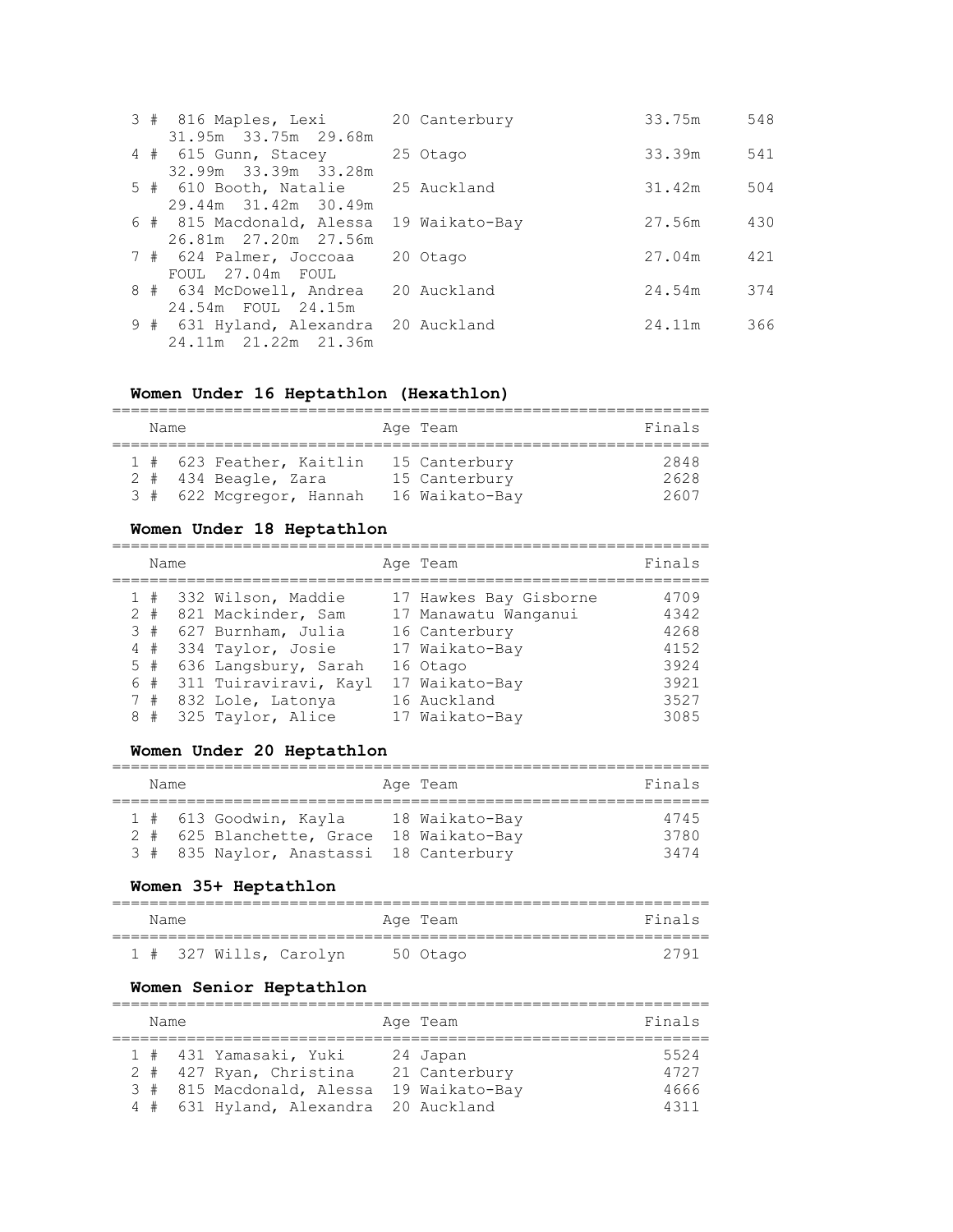| Place | # | Name | Age | Team | Finals | Points |
|---|---|---|---|---|---|---|
| 3 | # | 816 Maples, Lexi | 20 | Canterbury | 33.75m | 548 |
| | | 31.95m 33.75m 29.68m | | | | |
| 4 | # | 615 Gunn, Stacey | 25 | Otago | 33.39m | 541 |
| | | 32.99m 33.39m 33.28m | | | | |
| 5 | # | 610 Booth, Natalie | 25 | Auckland | 31.42m | 504 |
| | | 29.44m 31.42m 30.49m | | | | |
| 6 | # | 815 Macdonald, Alessa | 19 | Waikato-Bay | 27.56m | 430 |
| | | 26.81m 27.20m 27.56m | | | | |
| 7 | # | 624 Palmer, Joccoaa | 20 | Otago | 27.04m | 421 |
| | | FOUL 27.04m FOUL | | | | |
| 8 | # | 634 McDowell, Andrea | 20 | Auckland | 24.54m | 374 |
| | | 24.54m FOUL 24.15m | | | | |
| 9 | # | 631 Hyland, Alexandra | 20 | Auckland | 24.11m | 366 |
| | | 24.11m 21.22m 21.36m | | | | |

## Women Under 16 Heptathlon (Hexathlon)

| Place | # | Name | Age | Team | Finals |
|---|---|---|---|---|---|
| 1 | # | 623 Feather, Kaitlin | 15 | Canterbury | 2848 |
| 2 | # | 434 Beagle, Zara | 15 | Canterbury | 2628 |
| 3 | # | 622 Mcgregor, Hannah | 16 | Waikato-Bay | 2607 |

## Women Under 18 Heptathlon

| Place | # | Name | Age | Team | Finals |
|---|---|---|---|---|---|
| 1 | # | 332 Wilson, Maddie | 17 | Hawkes Bay Gisborne | 4709 |
| 2 | # | 821 Mackinder, Sam | 17 | Manawatu Wanganui | 4342 |
| 3 | # | 627 Burnham, Julia | 16 | Canterbury | 4268 |
| 4 | # | 334 Taylor, Josie | 17 | Waikato-Bay | 4152 |
| 5 | # | 636 Langsbury, Sarah | 16 | Otago | 3924 |
| 6 | # | 311 Tuiraviravi, Kayl | 17 | Waikato-Bay | 3921 |
| 7 | # | 832 Lole, Latonya | 16 | Auckland | 3527 |
| 8 | # | 325 Taylor, Alice | 17 | Waikato-Bay | 3085 |

## Women Under 20 Heptathlon

| Place | # | Name | Age | Team | Finals |
|---|---|---|---|---|---|
| 1 | # | 613 Goodwin, Kayla | 18 | Waikato-Bay | 4745 |
| 2 | # | 625 Blanchette, Grace | 18 | Waikato-Bay | 3780 |
| 3 | # | 835 Naylor, Anastassi | 18 | Canterbury | 3474 |

## Women 35+ Heptathlon

| Place | # | Name | Age | Team | Finals |
|---|---|---|---|---|---|
| 1 | # | 327 Wills, Carolyn | 50 | Otago | 2791 |

## Women Senior Heptathlon

| Place | # | Name | Age | Team | Finals |
|---|---|---|---|---|---|
| 1 | # | 431 Yamasaki, Yuki | 24 | Japan | 5524 |
| 2 | # | 427 Ryan, Christina | 21 | Canterbury | 4727 |
| 3 | # | 815 Macdonald, Alessa | 19 | Waikato-Bay | 4666 |
| 4 | # | 631 Hyland, Alexandra | 20 | Auckland | 4311 |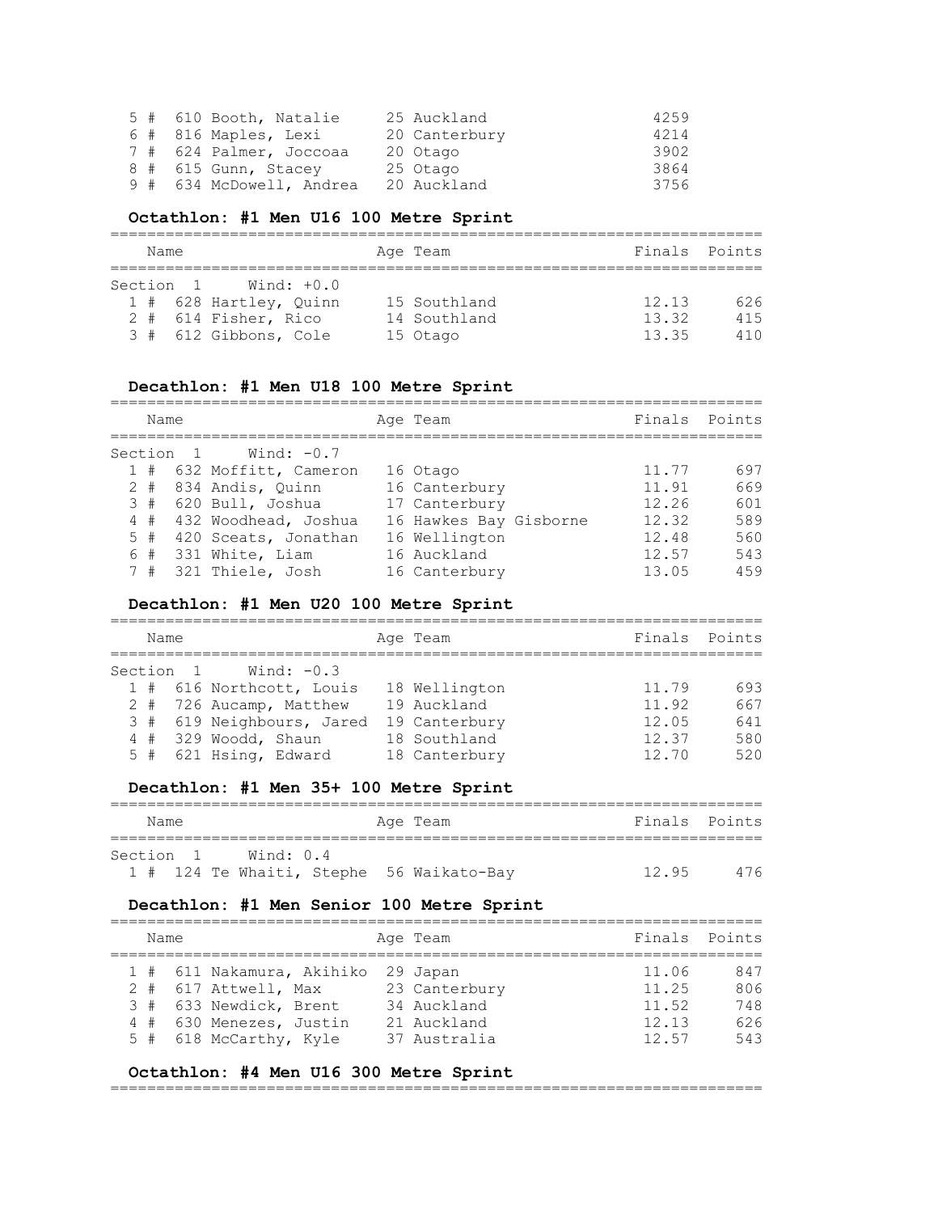| | | | | |
|---|---|---|---|---|
| 5 # | 610 Booth, Natalie | 25 Auckland | 4259 | |
| 6 # | 816 Maples, Lexi | 20 Canterbury | 4214 | |
| 7 # | 624 Palmer, Joccoaa | 20 Otago | 3902 | |
| 8 # | 615 Gunn, Stacey | 25 Otago | 3864 | |
| 9 # | 634 McDowell, Andrea | 20 Auckland | 3756 | |

### Octathlon: #1 Men U16 100 Metre Sprint

Section 1 Wind: +0.0

| | Name | Age Team | Finals | Points |
|---|---|---|---|---|
| 1 # | 628 Hartley, Quinn | 15 Southland | 12.13 | 626 |
| 2 # | 614 Fisher, Rico | 14 Southland | 13.32 | 415 |
| 3 # | 612 Gibbons, Cole | 15 Otago | 13.35 | 410 |

### Decathlon: #1 Men U18 100 Metre Sprint

Section 1 Wind: -0.7

| | Name | Age Team | Finals | Points |
|---|---|---|---|---|
| 1 # | 632 Moffitt, Cameron | 16 Otago | 11.77 | 697 |
| 2 # | 834 Andis, Quinn | 16 Canterbury | 11.91 | 669 |
| 3 # | 620 Bull, Joshua | 17 Canterbury | 12.26 | 601 |
| 4 # | 432 Woodhead, Joshua | 16 Hawkes Bay Gisborne | 12.32 | 589 |
| 5 # | 420 Sceats, Jonathan | 16 Wellington | 12.48 | 560 |
| 6 # | 331 White, Liam | 16 Auckland | 12.57 | 543 |
| 7 # | 321 Thiele, Josh | 16 Canterbury | 13.05 | 459 |

### Decathlon: #1 Men U20 100 Metre Sprint

Section 1 Wind: -0.3

| | Name | Age Team | Finals | Points |
|---|---|---|---|---|
| 1 # | 616 Northcott, Louis | 18 Wellington | 11.79 | 693 |
| 2 # | 726 Aucamp, Matthew | 19 Auckland | 11.92 | 667 |
| 3 # | 619 Neighbours, Jared | 19 Canterbury | 12.05 | 641 |
| 4 # | 329 Woodd, Shaun | 18 Southland | 12.37 | 580 |
| 5 # | 621 Hsing, Edward | 18 Canterbury | 12.70 | 520 |

### Decathlon: #1 Men 35+ 100 Metre Sprint

Section 1 Wind: 0.4

| | Name | Age Team | Finals | Points |
|---|---|---|---|---|
| 1 # | 124 Te Whaiti, Stephe | 56 Waikato-Bay | 12.95 | 476 |

### Decathlon: #1 Men Senior 100 Metre Sprint

| | Name | Age Team | Finals | Points |
|---|---|---|---|---|
| 1 # | 611 Nakamura, Akihiko | 29 Japan | 11.06 | 847 |
| 2 # | 617 Attwell, Max | 23 Canterbury | 11.25 | 806 |
| 3 # | 633 Newdick, Brent | 34 Auckland | 11.52 | 748 |
| 4 # | 630 Menezes, Justin | 21 Auckland | 12.13 | 626 |
| 5 # | 618 McCarthy, Kyle | 37 Australia | 12.57 | 543 |

### Octathlon: #4 Men U16 300 Metre Sprint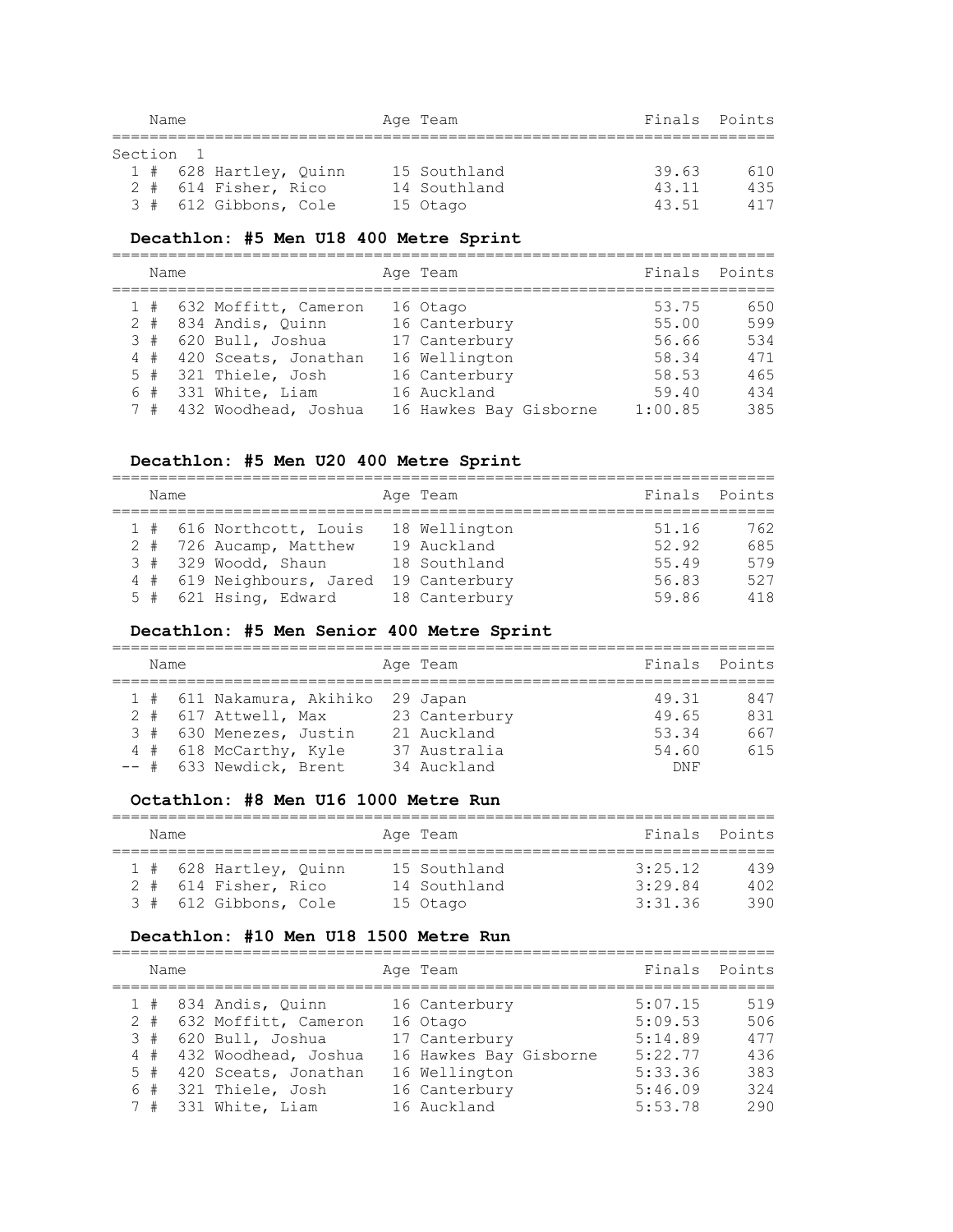| Place | Name | Age | Team | Finals | Points |
|---|---|---|---|---|---|
| Section 1 | | | | | |
| 1 # | 628 Hartley, Quinn | 15 | Southland | 39.63 | 610 |
| 2 # | 614 Fisher, Rico | 14 | Southland | 43.11 | 435 |
| 3 # | 612 Gibbons, Cole | 15 | Otago | 43.51 | 417 |

### Decathlon: #5 Men U18 400 Metre Sprint

| Place | Name | Age | Team | Finals | Points |
|---|---|---|---|---|---|
| 1 # | 632 Moffitt, Cameron | 16 | Otago | 53.75 | 650 |
| 2 # | 834 Andis, Quinn | 16 | Canterbury | 55.00 | 599 |
| 3 # | 620 Bull, Joshua | 17 | Canterbury | 56.66 | 534 |
| 4 # | 420 Sceats, Jonathan | 16 | Wellington | 58.34 | 471 |
| 5 # | 321 Thiele, Josh | 16 | Canterbury | 58.53 | 465 |
| 6 # | 331 White, Liam | 16 | Auckland | 59.40 | 434 |
| 7 # | 432 Woodhead, Joshua | 16 | Hawkes Bay Gisborne | 1:00.85 | 385 |

### Decathlon: #5 Men U20 400 Metre Sprint

| Place | Name | Age | Team | Finals | Points |
|---|---|---|---|---|---|
| 1 # | 616 Northcott, Louis | 18 | Wellington | 51.16 | 762 |
| 2 # | 726 Aucamp, Matthew | 19 | Auckland | 52.92 | 685 |
| 3 # | 329 Woodd, Shaun | 18 | Southland | 55.49 | 579 |
| 4 # | 619 Neighbours, Jared | 19 | Canterbury | 56.83 | 527 |
| 5 # | 621 Hsing, Edward | 18 | Canterbury | 59.86 | 418 |

### Decathlon: #5 Men Senior 400 Metre Sprint

| Place | Name | Age | Team | Finals | Points |
|---|---|---|---|---|---|
| 1 # | 611 Nakamura, Akihiko | 29 | Japan | 49.31 | 847 |
| 2 # | 617 Attwell, Max | 23 | Canterbury | 49.65 | 831 |
| 3 # | 630 Menezes, Justin | 21 | Auckland | 53.34 | 667 |
| 4 # | 618 McCarthy, Kyle | 37 | Australia | 54.60 | 615 |
| -- # | 633 Newdick, Brent | 34 | Auckland | DNF | |

### Octathlon: #8 Men U16 1000 Metre Run

| Place | Name | Age | Team | Finals | Points |
|---|---|---|---|---|---|
| 1 # | 628 Hartley, Quinn | 15 | Southland | 3:25.12 | 439 |
| 2 # | 614 Fisher, Rico | 14 | Southland | 3:29.84 | 402 |
| 3 # | 612 Gibbons, Cole | 15 | Otago | 3:31.36 | 390 |

### Decathlon: #10 Men U18 1500 Metre Run

| Place | Name | Age | Team | Finals | Points |
|---|---|---|---|---|---|
| 1 # | 834 Andis, Quinn | 16 | Canterbury | 5:07.15 | 519 |
| 2 # | 632 Moffitt, Cameron | 16 | Otago | 5:09.53 | 506 |
| 3 # | 620 Bull, Joshua | 17 | Canterbury | 5:14.89 | 477 |
| 4 # | 432 Woodhead, Joshua | 16 | Hawkes Bay Gisborne | 5:22.77 | 436 |
| 5 # | 420 Sceats, Jonathan | 16 | Wellington | 5:33.36 | 383 |
| 6 # | 321 Thiele, Josh | 16 | Canterbury | 5:46.09 | 324 |
| 7 # | 331 White, Liam | 16 | Auckland | 5:53.78 | 290 |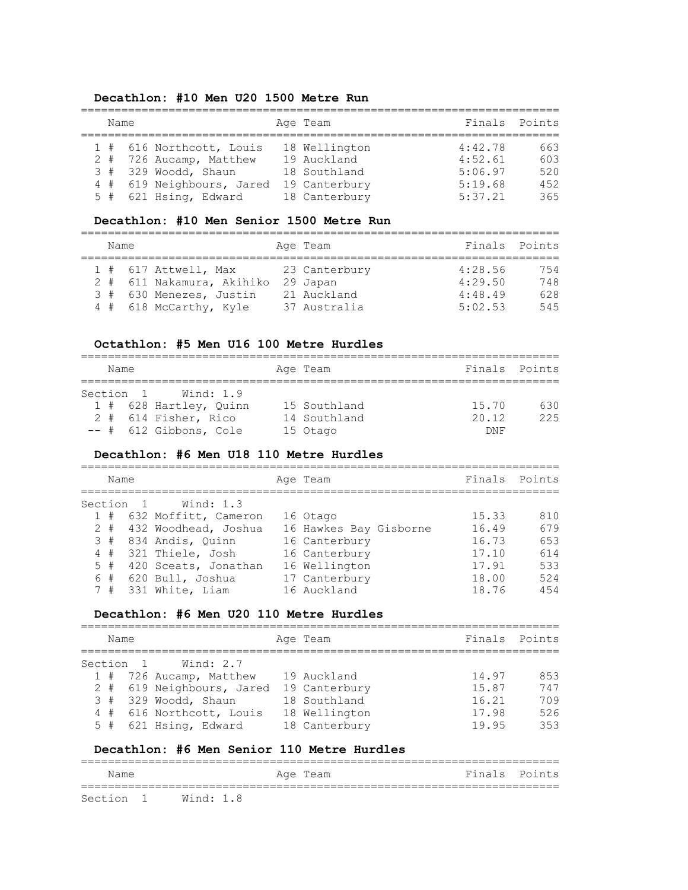## Decathlon: #10 Men U20 1500 Metre Run

| | | Name | Age | Team | Finals | Points |
|---|---|---|---|---|---|---|
| 1 | # | 616 Northcott, Louis | 18 | Wellington | 4:42.78 | 663 |
| 2 | # | 726 Aucamp, Matthew | 19 | Auckland | 4:52.61 | 603 |
| 3 | # | 329 Woodd, Shaun | 18 | Southland | 5:06.97 | 520 |
| 4 | # | 619 Neighbours, Jared | 19 | Canterbury | 5:19.68 | 452 |
| 5 | # | 621 Hsing, Edward | 18 | Canterbury | 5:37.21 | 365 |

## Decathlon: #10 Men Senior 1500 Metre Run

| | | Name | Age | Team | Finals | Points |
|---|---|---|---|---|---|---|
| 1 | # | 617 Attwell, Max | 23 | Canterbury | 4:28.56 | 754 |
| 2 | # | 611 Nakamura, Akihiko | 29 | Japan | 4:29.50 | 748 |
| 3 | # | 630 Menezes, Justin | 21 | Auckland | 4:48.49 | 628 |
| 4 | # | 618 McCarthy, Kyle | 37 | Australia | 5:02.53 | 545 |

## Octathlon: #5 Men U16 100 Metre Hurdles

Section 1 Wind: 1.9

| | | Name | Age | Team | Finals | Points |
|---|---|---|---|---|---|---|
| 1 | # | 628 Hartley, Quinn | 15 | Southland | 15.70 | 630 |
| 2 | # | 614 Fisher, Rico | 14 | Southland | 20.12 | 225 |
| -- | # | 612 Gibbons, Cole | 15 | Otago | DNF | |

## Decathlon: #6 Men U18 110 Metre Hurdles

Section 1 Wind: 1.3

| | | Name | Age | Team | Finals | Points |
|---|---|---|---|---|---|---|
| 1 | # | 632 Moffitt, Cameron | 16 | Otago | 15.33 | 810 |
| 2 | # | 432 Woodhead, Joshua | 16 | Hawkes Bay Gisborne | 16.49 | 679 |
| 3 | # | 834 Andis, Quinn | 16 | Canterbury | 16.73 | 653 |
| 4 | # | 321 Thiele, Josh | 16 | Canterbury | 17.10 | 614 |
| 5 | # | 420 Sceats, Jonathan | 16 | Wellington | 17.91 | 533 |
| 6 | # | 620 Bull, Joshua | 17 | Canterbury | 18.00 | 524 |
| 7 | # | 331 White, Liam | 16 | Auckland | 18.76 | 454 |

## Decathlon: #6 Men U20 110 Metre Hurdles

Section 1 Wind: 2.7

| | | Name | Age | Team | Finals | Points |
|---|---|---|---|---|---|---|
| 1 | # | 726 Aucamp, Matthew | 19 | Auckland | 14.97 | 853 |
| 2 | # | 619 Neighbours, Jared | 19 | Canterbury | 15.87 | 747 |
| 3 | # | 329 Woodd, Shaun | 18 | Southland | 16.21 | 709 |
| 4 | # | 616 Northcott, Louis | 18 | Wellington | 17.98 | 526 |
| 5 | # | 621 Hsing, Edward | 18 | Canterbury | 19.95 | 353 |

## Decathlon: #6 Men Senior 110 Metre Hurdles

| | | Name | Age | Team | Finals | Points |
|---|---|---|---|---|---|---|

Section 1 Wind: 1.8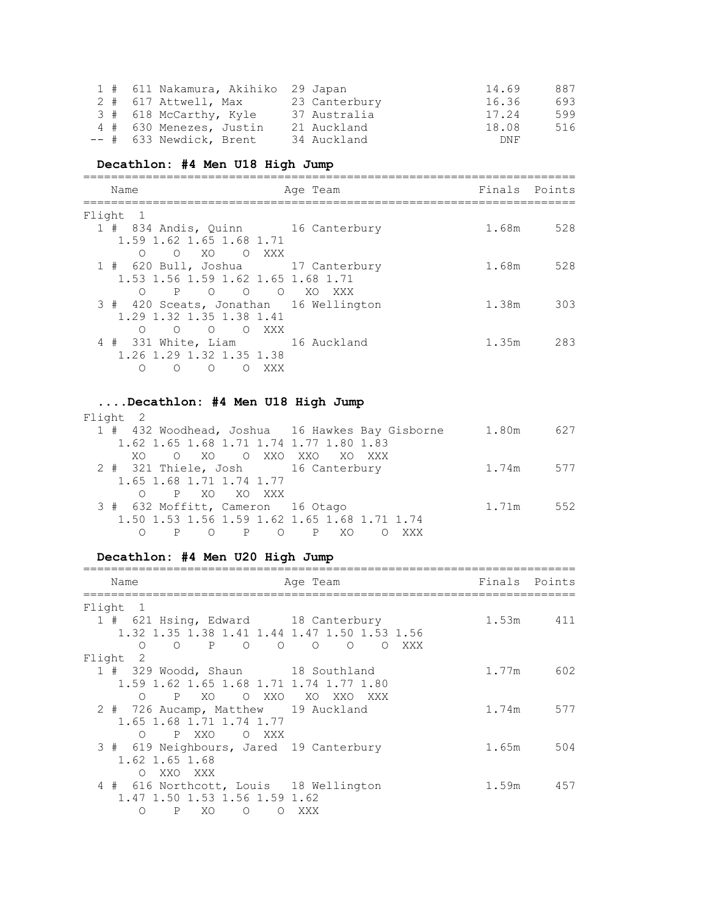| Place | # | Name | Age | Team | Finals | Points |
|---|---|---|---|---|---|---|
| 1 | 611 | Nakamura, Akihiko | 29 | Japan | 14.69 | 887 |
| 2 | 617 | Attwell, Max | 23 | Canterbury | 16.36 | 693 |
| 3 | 618 | McCarthy, Kyle | 37 | Australia | 17.24 | 599 |
| 4 | 630 | Menezes, Justin | 21 | Auckland | 18.08 | 516 |
| -- | 633 | Newdick, Brent | 34 | Auckland | DNF | |

## Decathlon: #4 Men U18 High Jump

```
=========================================================================
    Name                    Age Team                    Finals  Points
=========================================================================
Flight  1
  1 #  834 Andis, Quinn       16 Canterbury               1.68m     528
     1.59 1.62 1.65 1.68 1.71
        O    O   XO    O  XXX
  1 #  620 Bull, Joshua       17 Canterbury               1.68m     528
     1.53 1.56 1.59 1.62 1.65 1.68 1.71
        O    P    O    O    O   XO  XXX
  3 #  420 Sceats, Jonathan   16 Wellington               1.38m     303
     1.29 1.32 1.35 1.38 1.41
        O    O    O    O  XXX
  4 #  331 White, Liam        16 Auckland                 1.35m     283
     1.26 1.29 1.32 1.35 1.38
        O    O    O    O  XXX
```

## ....Decathlon: #4 Men U18 High Jump

```
Flight  2
  1 #  432 Woodhead, Joshua   16 Hawkes Bay Gisborne      1.80m     627
     1.62 1.65 1.68 1.71 1.74 1.77 1.80 1.83
       XO    O   XO    O  XXO  XXO   XO  XXX
  2 #  321 Thiele, Josh       16 Canterbury               1.74m     577
     1.65 1.68 1.71 1.74 1.77
        O    P   XO   XO  XXX
  3 #  632 Moffitt, Cameron   16 Otago                    1.71m     552
     1.50 1.53 1.56 1.59 1.62 1.65 1.68 1.71 1.74
        O    P    O    P    O    P   XO    O  XXX
```

## Decathlon: #4 Men U20 High Jump

```
=========================================================================
    Name                    Age Team                    Finals  Points
=========================================================================
Flight  1
  1 #  621 Hsing, Edward      18 Canterbury               1.53m     411
     1.32 1.35 1.38 1.41 1.44 1.47 1.50 1.53 1.56
        O    O    P    O    O    O    O    O  XXX
Flight  2
  1 #  329 Woodd, Shaun       18 Southland                1.77m     602
     1.59 1.62 1.65 1.68 1.71 1.74 1.77 1.80
        O    P   XO    O  XXO   XO  XXO  XXX
  2 #  726 Aucamp, Matthew    19 Auckland                 1.74m     577
     1.65 1.68 1.71 1.74 1.77
        O    P  XXO    O  XXX
  3 #  619 Neighbours, Jared  19 Canterbury               1.65m     504
     1.62 1.65 1.68
        O  XXO  XXX
  4 #  616 Northcott, Louis   18 Wellington               1.59m     457
     1.47 1.50 1.53 1.56 1.59 1.62
        O    P   XO    O    O  XXX
```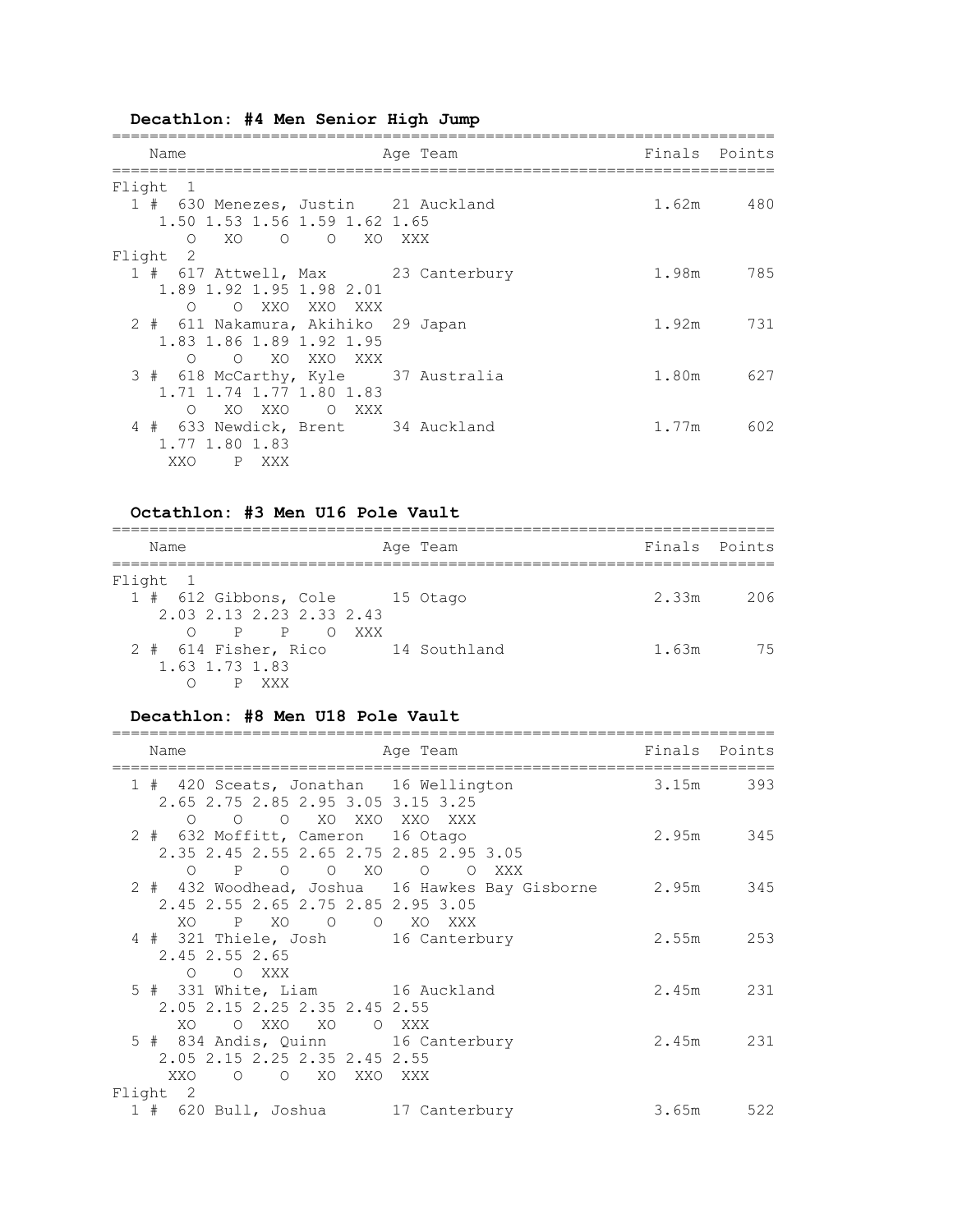**Decathlon: #4 Men Senior High Jump**

```
=========================================================================
    Name                        Age Team                   Finals  Points
=========================================================================
Flight  1
  1 #  630 Menezes, Justin    21 Auckland                   1.62m     480
     1.50 1.53 1.56 1.59 1.62 1.65
        O   XO    O    O   XO  XXX
Flight  2
  1 #  617 Attwell, Max       23 Canterbury                 1.98m     785
     1.89 1.92 1.95 1.98 2.01
        O    O  XXO  XXO  XXX
  2 #  611 Nakamura, Akihiko  29 Japan                      1.92m     731
     1.83 1.86 1.89 1.92 1.95
        O    O   XO  XXO  XXX
  3 #  618 McCarthy, Kyle     37 Australia                  1.80m     627
     1.71 1.74 1.77 1.80 1.83
        O   XO  XXO    O  XXX
  4 #  633 Newdick, Brent     34 Auckland                   1.77m     602
     1.77 1.80 1.83
      XXO    P  XXX
```

**Octathlon: #3 Men U16 Pole Vault**

```
=========================================================================
    Name                        Age Team                   Finals  Points
=========================================================================
Flight  1
  1 #  612 Gibbons, Cole      15 Otago                      2.33m     206
     2.03 2.13 2.23 2.33 2.43
        O    P    P    O  XXX
  2 #  614 Fisher, Rico       14 Southland                  1.63m      75
     1.63 1.73 1.83
        O    P  XXX
```

**Decathlon: #8 Men U18 Pole Vault**

```
=========================================================================
    Name                        Age Team                   Finals  Points
=========================================================================
  1 #  420 Sceats, Jonathan   16 Wellington                 3.15m     393
     2.65 2.75 2.85 2.95 3.05 3.15 3.25
        O    O    O   XO  XXO  XXO  XXX
  2 #  632 Moffitt, Cameron   16 Otago                      2.95m     345
     2.35 2.45 2.55 2.65 2.75 2.85 2.95 3.05
        O    P    O    O   XO    O    O  XXX
  2 #  432 Woodhead, Joshua   16 Hawkes Bay Gisborne        2.95m     345
     2.45 2.55 2.65 2.75 2.85 2.95 3.05
       XO    P   XO    O    O   XO  XXX
  4 #  321 Thiele, Josh       16 Canterbury                 2.55m     253
     2.45 2.55 2.65
        O    O  XXX
  5 #  331 White, Liam        16 Auckland                   2.45m     231
     2.05 2.15 2.25 2.35 2.45 2.55
       XO    O  XXO   XO    O  XXX
  5 #  834 Andis, Quinn       16 Canterbury                 2.45m     231
     2.05 2.15 2.25 2.35 2.45 2.55
      XXO    O    O   XO  XXO  XXX
Flight  2
  1 #  620 Bull, Joshua       17 Canterbury                 3.65m     522
```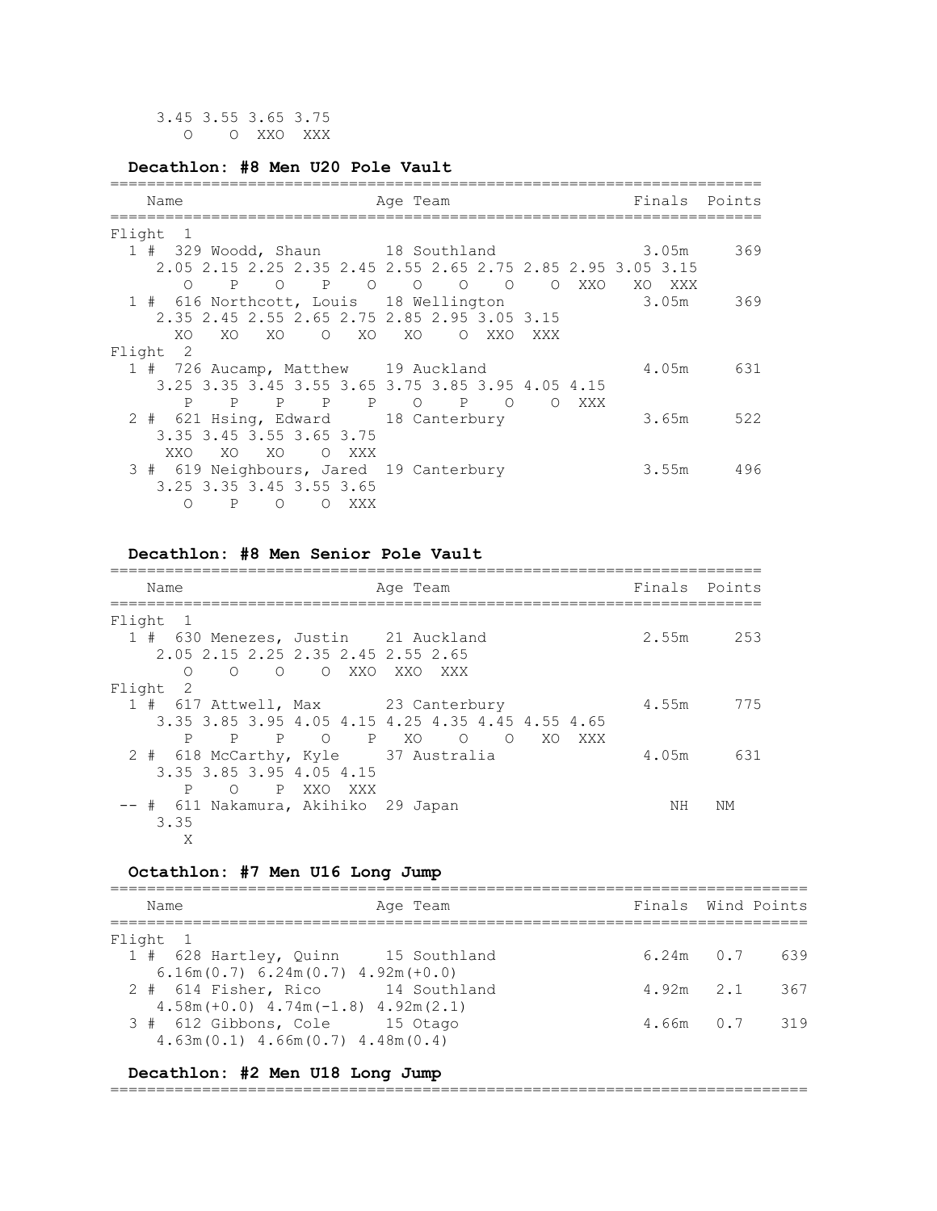```
    3.45 3.55 3.65 3.75
       O    O  XXO  XXX
```

### Decathlon: #8 Men U20 Pole Vault

```
======================================================================
    Name                        Age Team                  Finals  Points
======================================================================
Flight  1
  1 #  329 Woodd, Shaun       18 Southland              3.05m     369
     2.05 2.15 2.25 2.35 2.45 2.55 2.65 2.75 2.85 2.95 3.05 3.15
        O    P    O    P    O    O    O    O    O  XXO   XO  XXX
  1 #  616 Northcott, Louis   18 Wellington             3.05m     369
     2.35 2.45 2.55 2.65 2.75 2.85 2.95 3.05 3.15
       XO   XO   XO    O   XO   XO    O  XXO  XXX
Flight  2
  1 #  726 Aucamp, Matthew    19 Auckland               4.05m     631
     3.25 3.35 3.45 3.55 3.65 3.75 3.85 3.95 4.05 4.15
        P    P    P    P    P    O    P    O    O  XXX
  2 #  621 Hsing, Edward      18 Canterbury             3.65m     522
     3.35 3.45 3.55 3.65 3.75
      XXO   XO   XO    O  XXX
  3 #  619 Neighbours, Jared  19 Canterbury             3.55m     496
     3.25 3.35 3.45 3.55 3.65
        O    P    O    O  XXX
```

### Decathlon: #8 Men Senior Pole Vault

```
======================================================================
    Name                        Age Team                  Finals  Points
======================================================================
Flight  1
  1 #  630 Menezes, Justin    21 Auckland               2.55m     253
     2.05 2.15 2.25 2.35 2.45 2.55 2.65
        O    O    O    O  XXO  XXO  XXX
Flight  2
  1 #  617 Attwell, Max       23 Canterbury             4.55m     775
     3.35 3.85 3.95 4.05 4.15 4.25 4.35 4.45 4.55 4.65
        P    P    P    O    P   XO    O    O   XO  XXX
  2 #  618 McCarthy, Kyle     37 Australia              4.05m     631
     3.35 3.85 3.95 4.05 4.15
        P    O    P  XXO  XXX
 -- #  611 Nakamura, Akihiko  29 Japan                     NH    NM
     3.35
        X
```

### Octathlon: #7 Men U16 Long Jump

```
==========================================================================
    Name                        Age Team                  Finals  Wind Points
==========================================================================
Flight  1
  1 #  628 Hartley, Quinn     15 Southland              6.24m   0.7    639
     6.16m(0.7) 6.24m(0.7) 4.92m(+0.0)
  2 #  614 Fisher, Rico       14 Southland              4.92m   2.1    367
     4.58m(+0.0) 4.74m(-1.8) 4.92m(2.1)
  3 #  612 Gibbons, Cole      15 Otago                  4.66m   0.7    319
     4.63m(0.1) 4.66m(0.7) 4.48m(0.4)
```

### Decathlon: #2 Men U18 Long Jump

```
==========================================================================
```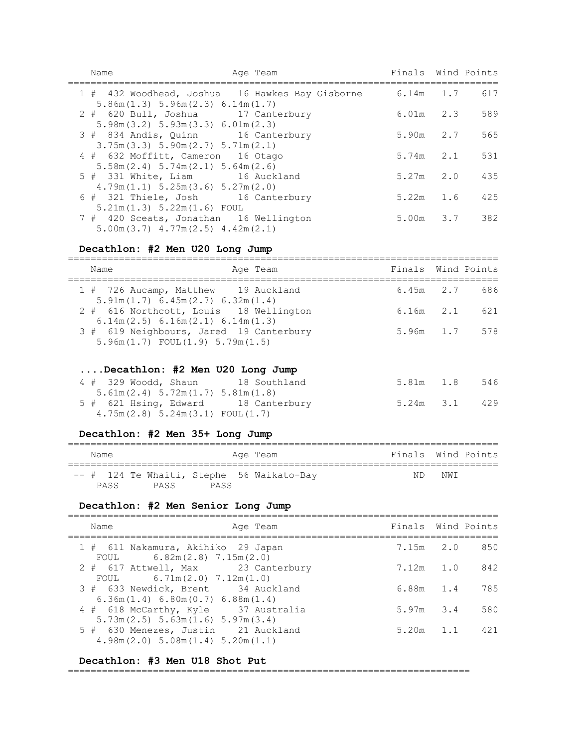| Name | Age Team | Finals | Wind | Points |
|---|---|---|---|---|
| 1 # 432 Woodhead, Joshua | 16 Hawkes Bay Gisborne | 6.14m | 1.7 | 617 |
| 5.86m(1.3) 5.96m(2.3) 6.14m(1.7) | | | | |
| 2 # 620 Bull, Joshua | 17 Canterbury | 6.01m | 2.3 | 589 |
| 5.98m(3.2) 5.93m(3.3) 6.01m(2.3) | | | | |
| 3 # 834 Andis, Quinn | 16 Canterbury | 5.90m | 2.7 | 565 |
| 3.75m(3.3) 5.90m(2.7) 5.71m(2.1) | | | | |
| 4 # 632 Moffitt, Cameron | 16 Otago | 5.74m | 2.1 | 531 |
| 5.58m(2.4) 5.74m(2.1) 5.64m(2.6) | | | | |
| 5 # 331 White, Liam | 16 Auckland | 5.27m | 2.0 | 435 |
| 4.79m(1.1) 5.25m(3.6) 5.27m(2.0) | | | | |
| 6 # 321 Thiele, Josh | 16 Canterbury | 5.22m | 1.6 | 425 |
| 5.21m(1.3) 5.22m(1.6) FOUL | | | | |
| 7 # 420 Sceats, Jonathan | 16 Wellington | 5.00m | 3.7 | 382 |
| 5.00m(3.7) 4.77m(2.5) 4.42m(2.1) | | | | |

**Decathlon: #2 Men U20 Long Jump**

| Name | Age Team | Finals | Wind | Points |
|---|---|---|---|---|
| 1 # 726 Aucamp, Matthew | 19 Auckland | 6.45m | 2.7 | 686 |
| 5.91m(1.7) 6.45m(2.7) 6.32m(1.4) | | | | |
| 2 # 616 Northcott, Louis | 18 Wellington | 6.16m | 2.1 | 621 |
| 6.14m(2.5) 6.16m(2.1) 6.14m(1.3) | | | | |
| 3 # 619 Neighbours, Jared | 19 Canterbury | 5.96m | 1.7 | 578 |
| 5.96m(1.7) FOUL(1.9) 5.79m(1.5) | | | | |

**....Decathlon: #2 Men U20 Long Jump**

| Name | Age Team | Finals | Wind | Points |
|---|---|---|---|---|
| 4 # 329 Woodd, Shaun | 18 Southland | 5.81m | 1.8 | 546 |
| 5.61m(2.4) 5.72m(1.7) 5.81m(1.8) | | | | |
| 5 # 621 Hsing, Edward | 18 Canterbury | 5.24m | 3.1 | 429 |
| 4.75m(2.8) 5.24m(3.1) FOUL(1.7) | | | | |

**Decathlon: #2 Men 35+ Long Jump**

| Name | Age Team | Finals | Wind | Points |
|---|---|---|---|---|
| -- # 124 Te Whaiti, Stephe | 56 Waikato-Bay | ND | NWI | |
| PASS PASS PASS | | | | |

**Decathlon: #2 Men Senior Long Jump**

| Name | Age Team | Finals | Wind | Points |
|---|---|---|---|---|
| 1 # 611 Nakamura, Akihiko | 29 Japan | 7.15m | 2.0 | 850 |
| FOUL 6.82m(2.8) 7.15m(2.0) | | | | |
| 2 # 617 Attwell, Max | 23 Canterbury | 7.12m | 1.0 | 842 |
| FOUL 6.71m(2.0) 7.12m(1.0) | | | | |
| 3 # 633 Newdick, Brent | 34 Auckland | 6.88m | 1.4 | 785 |
| 6.36m(1.4) 6.80m(0.7) 6.88m(1.4) | | | | |
| 4 # 618 McCarthy, Kyle | 37 Australia | 5.97m | 3.4 | 580 |
| 5.73m(2.5) 5.63m(1.6) 5.97m(3.4) | | | | |
| 5 # 630 Menezes, Justin | 21 Auckland | 5.20m | 1.1 | 421 |
| 4.98m(2.0) 5.08m(1.4) 5.20m(1.1) | | | | |

**Decathlon: #3 Men U18 Shot Put**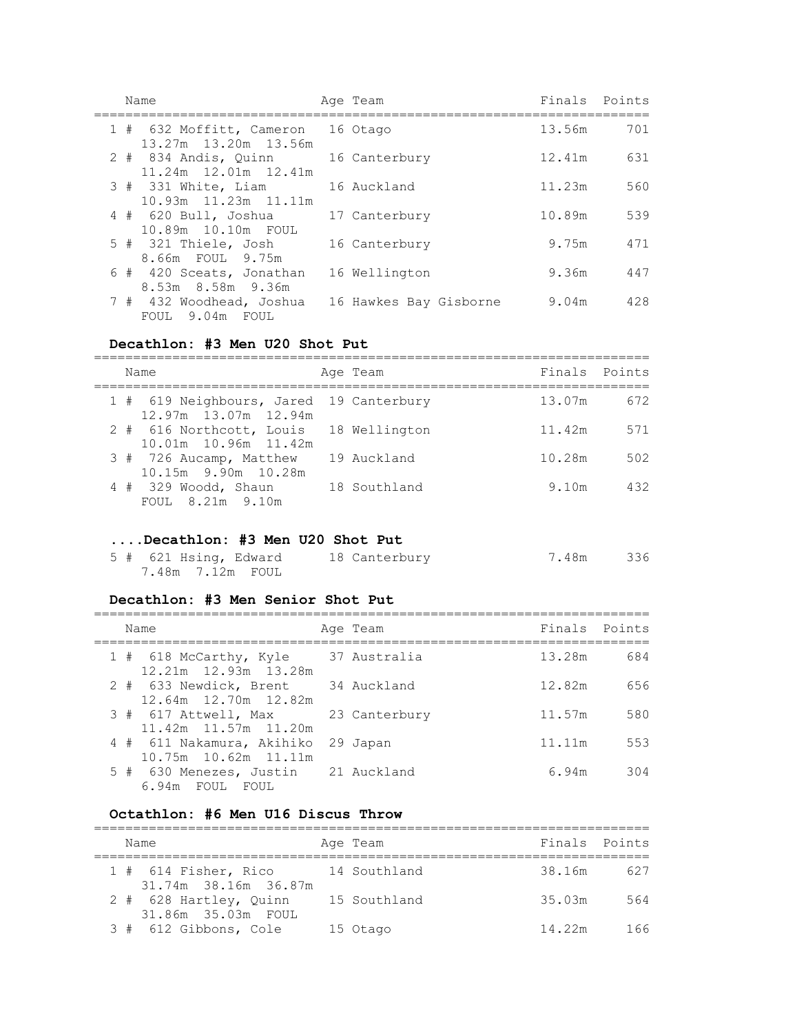| Name | Age | Team | Finals | Points |
|---|---|---|---|---|
| 1 # 632 Moffitt, Cameron | 16 | Otago | 13.56m | 701 |
| 13.27m 13.20m 13.56m | | | | |
| 2 # 834 Andis, Quinn | 16 | Canterbury | 12.41m | 631 |
| 11.24m 12.01m 12.41m | | | | |
| 3 # 331 White, Liam | 16 | Auckland | 11.23m | 560 |
| 10.93m 11.23m 11.11m | | | | |
| 4 # 620 Bull, Joshua | 17 | Canterbury | 10.89m | 539 |
| 10.89m 10.10m FOUL | | | | |
| 5 # 321 Thiele, Josh | 16 | Canterbury | 9.75m | 471 |
| 8.66m FOUL 9.75m | | | | |
| 6 # 420 Sceats, Jonathan | 16 | Wellington | 9.36m | 447 |
| 8.53m 8.58m 9.36m | | | | |
| 7 # 432 Woodhead, Joshua | 16 | Hawkes Bay Gisborne | 9.04m | 428 |
| FOUL 9.04m FOUL | | | | |

**Decathlon: #3 Men U20 Shot Put**

| Name | Age | Team | Finals | Points |
|---|---|---|---|---|
| 1 # 619 Neighbours, Jared | 19 | Canterbury | 13.07m | 672 |
| 12.97m 13.07m 12.94m | | | | |
| 2 # 616 Northcott, Louis | 18 | Wellington | 11.42m | 571 |
| 10.01m 10.96m 11.42m | | | | |
| 3 # 726 Aucamp, Matthew | 19 | Auckland | 10.28m | 502 |
| 10.15m 9.90m 10.28m | | | | |
| 4 # 329 Woodd, Shaun | 18 | Southland | 9.10m | 432 |
| FOUL 8.21m 9.10m | | | | |
| 5 # 621 Hsing, Edward | 18 | Canterbury | 7.48m | 336 |
| 7.48m 7.12m FOUL | | | | |

**Decathlon: #3 Men Senior Shot Put**

| Name | Age | Team | Finals | Points |
|---|---|---|---|---|
| 1 # 618 McCarthy, Kyle | 37 | Australia | 13.28m | 684 |
| 12.21m 12.93m 13.28m | | | | |
| 2 # 633 Newdick, Brent | 34 | Auckland | 12.82m | 656 |
| 12.64m 12.70m 12.82m | | | | |
| 3 # 617 Attwell, Max | 23 | Canterbury | 11.57m | 580 |
| 11.42m 11.57m 11.20m | | | | |
| 4 # 611 Nakamura, Akihiko | 29 | Japan | 11.11m | 553 |
| 10.75m 10.62m 11.11m | | | | |
| 5 # 630 Menezes, Justin | 21 | Auckland | 6.94m | 304 |
| 6.94m FOUL FOUL | | | | |

**Octathlon: #6 Men U16 Discus Throw**

| Name | Age | Team | Finals | Points |
|---|---|---|---|---|
| 1 # 614 Fisher, Rico | 14 | Southland | 38.16m | 627 |
| 31.74m 38.16m 36.87m | | | | |
| 2 # 628 Hartley, Quinn | 15 | Southland | 35.03m | 564 |
| 31.86m 35.03m FOUL | | | | |
| 3 # 612 Gibbons, Cole | 15 | Otago | 14.22m | 166 |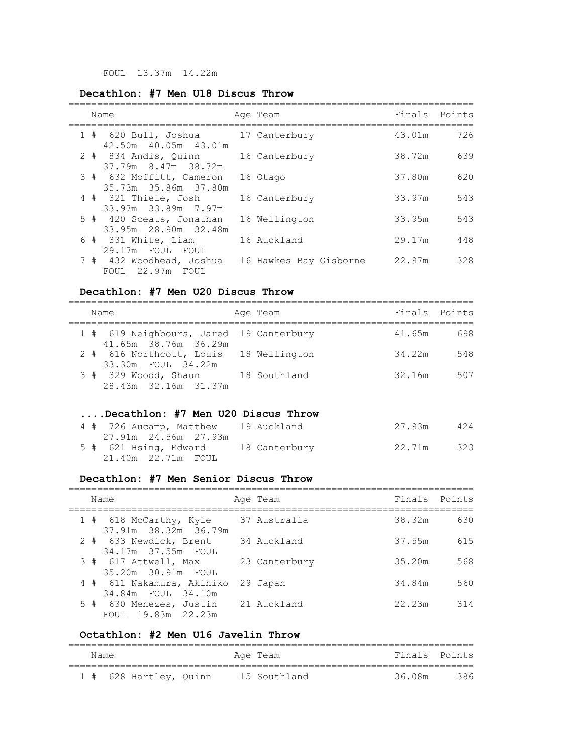FOUL 13.37m 14.22m

**Decathlon: #7 Men U18 Discus Throw**

| | Name | Age | Team | Finals | Points |
|---|---|---|---|---|---|
| 1 # | 620 Bull, Joshua | 17 | Canterbury | 43.01m | 726 |
| | 42.50m 40.05m 43.01m | | | | |
| 2 # | 834 Andis, Quinn | 16 | Canterbury | 38.72m | 639 |
| | 37.79m 8.47m 38.72m | | | | |
| 3 # | 632 Moffitt, Cameron | 16 | Otago | 37.80m | 620 |
| | 35.73m 35.86m 37.80m | | | | |
| 4 # | 321 Thiele, Josh | 16 | Canterbury | 33.97m | 543 |
| | 33.97m 33.89m 7.97m | | | | |
| 5 # | 420 Sceats, Jonathan | 16 | Wellington | 33.95m | 543 |
| | 33.95m 28.90m 32.48m | | | | |
| 6 # | 331 White, Liam | 16 | Auckland | 29.17m | 448 |
| | 29.17m FOUL FOUL | | | | |
| 7 # | 432 Woodhead, Joshua | 16 | Hawkes Bay Gisborne | 22.97m | 328 |
| | FOUL 22.97m FOUL | | | | |

**Decathlon: #7 Men U20 Discus Throw**

| | Name | Age | Team | Finals | Points |
|---|---|---|---|---|---|
| 1 # | 619 Neighbours, Jared | 19 | Canterbury | 41.65m | 698 |
| | 41.65m 38.76m 36.29m | | | | |
| 2 # | 616 Northcott, Louis | 18 | Wellington | 34.22m | 548 |
| | 33.30m FOUL 34.22m | | | | |
| 3 # | 329 Woodd, Shaun | 18 | Southland | 32.16m | 507 |
| | 28.43m 32.16m 31.37m | | | | |
| 4 # | 726 Aucamp, Matthew | 19 | Auckland | 27.93m | 424 |
| | 27.91m 24.56m 27.93m | | | | |
| 5 # | 621 Hsing, Edward | 18 | Canterbury | 22.71m | 323 |
| | 21.40m 22.71m FOUL | | | | |

**Decathlon: #7 Men Senior Discus Throw**

| | Name | Age | Team | Finals | Points |
|---|---|---|---|---|---|
| 1 # | 618 McCarthy, Kyle | 37 | Australia | 38.32m | 630 |
| | 37.91m 38.32m 36.79m | | | | |
| 2 # | 633 Newdick, Brent | 34 | Auckland | 37.55m | 615 |
| | 34.17m 37.55m FOUL | | | | |
| 3 # | 617 Attwell, Max | 23 | Canterbury | 35.20m | 568 |
| | 35.20m 30.91m FOUL | | | | |
| 4 # | 611 Nakamura, Akihiko | 29 | Japan | 34.84m | 560 |
| | 34.84m FOUL 34.10m | | | | |
| 5 # | 630 Menezes, Justin | 21 | Auckland | 22.23m | 314 |
| | FOUL 19.83m 22.23m | | | | |

**Octathlon: #2 Men U16 Javelin Throw**

| | Name | Age | Team | Finals | Points |
|---|---|---|---|---|---|
| 1 # | 628 Hartley, Quinn | 15 | Southland | 36.08m | 386 |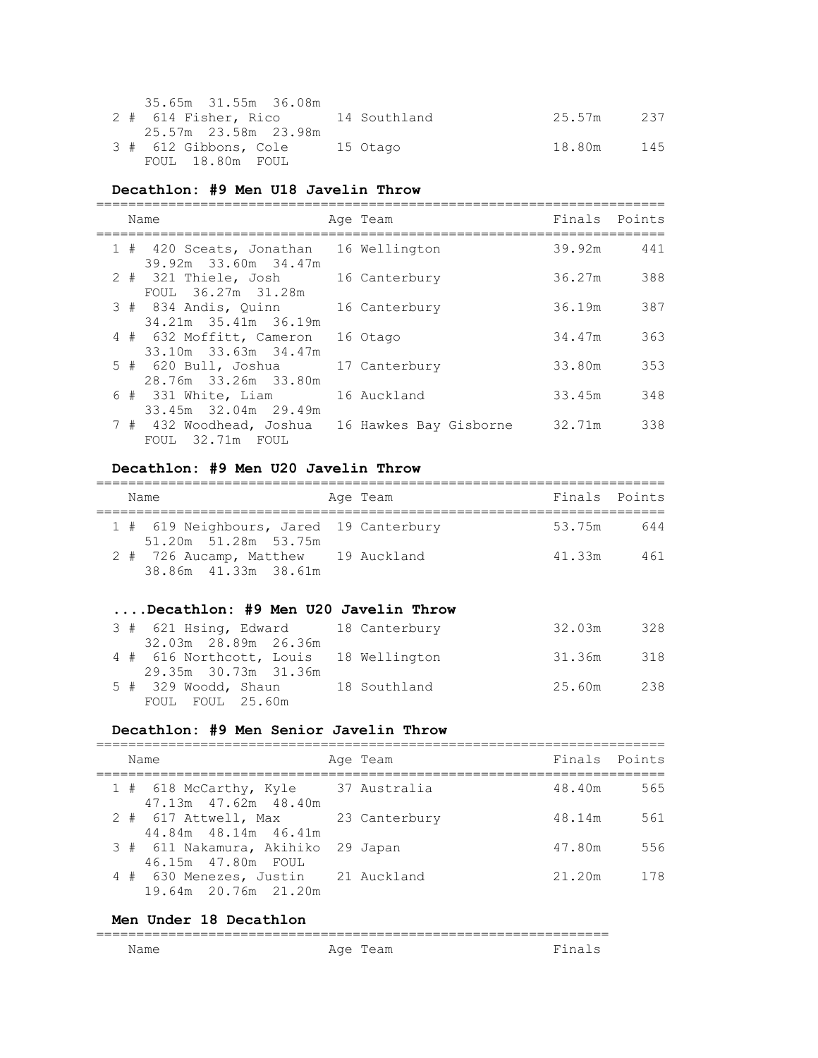35.65m 31.55m 36.08m

| | Name | Age | Team | Finals | Points |
|---|---|---|---|---|---|
| 2 # | 614 Fisher, Rico | 14 | Southland | 25.57m | 237 |
| | 25.57m 23.58m 23.98m | | | | |
| 3 # | 612 Gibbons, Cole | 15 | Otago | 18.80m | 145 |
| | FOUL 18.80m FOUL | | | | |

### Decathlon: #9 Men U18 Javelin Throw

| | Name | Age | Team | Finals | Points |
|---|---|---|---|---|---|
| 1 # | 420 Sceats, Jonathan | 16 | Wellington | 39.92m | 441 |
| | 39.92m 33.60m 34.47m | | | | |
| 2 # | 321 Thiele, Josh | 16 | Canterbury | 36.27m | 388 |
| | FOUL 36.27m 31.28m | | | | |
| 3 # | 834 Andis, Quinn | 16 | Canterbury | 36.19m | 387 |
| | 34.21m 35.41m 36.19m | | | | |
| 4 # | 632 Moffitt, Cameron | 16 | Otago | 34.47m | 363 |
| | 33.10m 33.63m 34.47m | | | | |
| 5 # | 620 Bull, Joshua | 17 | Canterbury | 33.80m | 353 |
| | 28.76m 33.26m 33.80m | | | | |
| 6 # | 331 White, Liam | 16 | Auckland | 33.45m | 348 |
| | 33.45m 32.04m 29.49m | | | | |
| 7 # | 432 Woodhead, Joshua | 16 | Hawkes Bay Gisborne | 32.71m | 338 |
| | FOUL 32.71m FOUL | | | | |

### Decathlon: #9 Men U20 Javelin Throw

| | Name | Age | Team | Finals | Points |
|---|---|---|---|---|---|
| 1 # | 619 Neighbours, Jared | 19 | Canterbury | 53.75m | 644 |
| | 51.20m 51.28m 53.75m | | | | |
| 2 # | 726 Aucamp, Matthew | 19 | Auckland | 41.33m | 461 |
| | 38.86m 41.33m 38.61m | | | | |
| 3 # | 621 Hsing, Edward | 18 | Canterbury | 32.03m | 328 |
| | 32.03m 28.89m 26.36m | | | | |
| 4 # | 616 Northcott, Louis | 18 | Wellington | 31.36m | 318 |
| | 29.35m 30.73m 31.36m | | | | |
| 5 # | 329 Woodd, Shaun | 18 | Southland | 25.60m | 238 |
| | FOUL FOUL 25.60m | | | | |

### Decathlon: #9 Men Senior Javelin Throw

| | Name | Age | Team | Finals | Points |
|---|---|---|---|---|---|
| 1 # | 618 McCarthy, Kyle | 37 | Australia | 48.40m | 565 |
| | 47.13m 47.62m 48.40m | | | | |
| 2 # | 617 Attwell, Max | 23 | Canterbury | 48.14m | 561 |
| | 44.84m 48.14m 46.41m | | | | |
| 3 # | 611 Nakamura, Akihiko | 29 | Japan | 47.80m | 556 |
| | 46.15m 47.80m FOUL | | | | |
| 4 # | 630 Menezes, Justin | 21 | Auckland | 21.20m | 178 |
| | 19.64m 20.76m 21.20m | | | | |

### Men Under 18 Decathlon

| Name | Age | Team | Finals |
|---|---|---|---|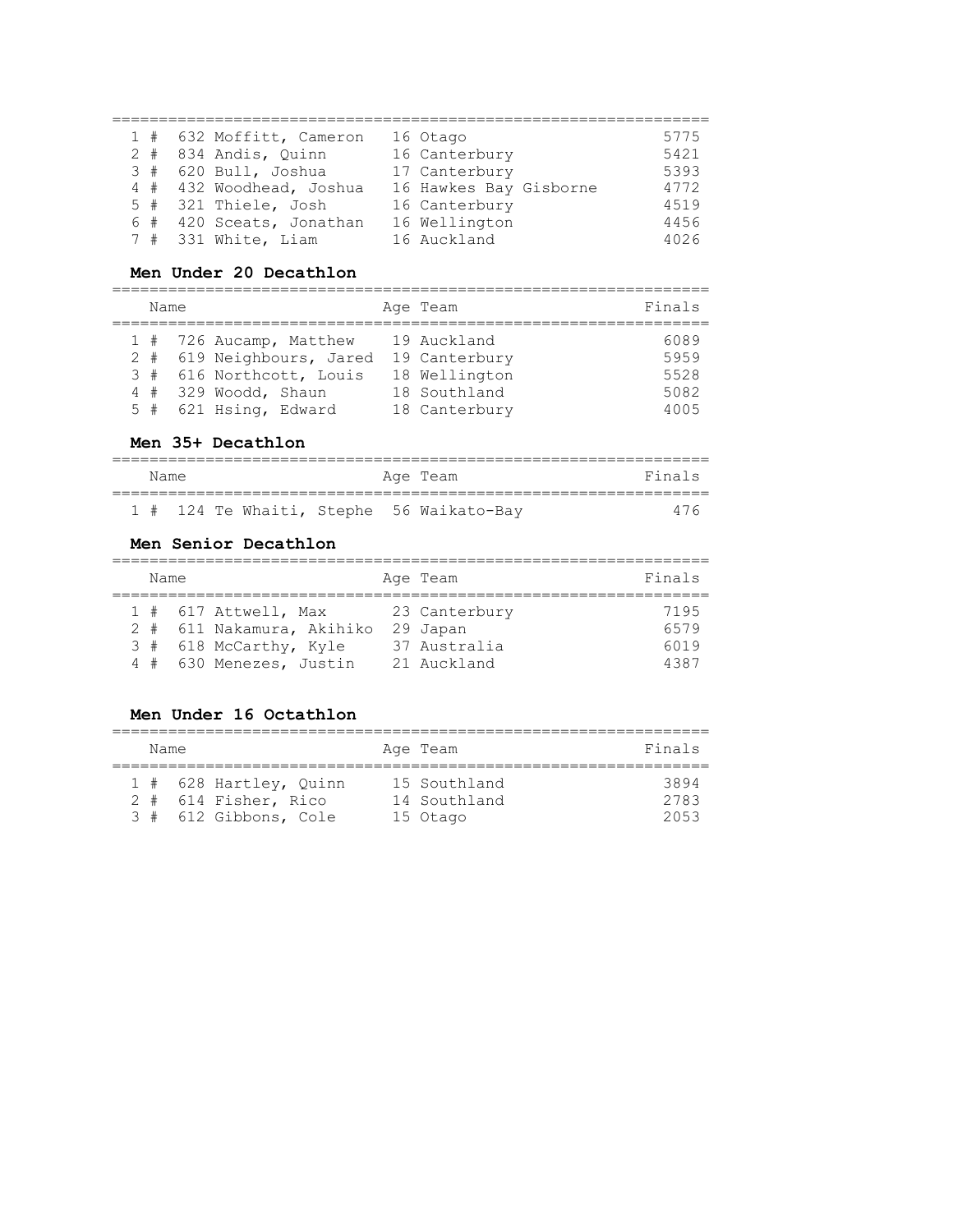| | | | | | | |
|---|---|---|---|---|---|---|
| 1 | # | 632 | Moffitt, Cameron | 16 | Otago | 5775 |
| 2 | # | 834 | Andis, Quinn | 16 | Canterbury | 5421 |
| 3 | # | 620 | Bull, Joshua | 17 | Canterbury | 5393 |
| 4 | # | 432 | Woodhead, Joshua | 16 | Hawkes Bay Gisborne | 4772 |
| 5 | # | 321 | Thiele, Josh | 16 | Canterbury | 4519 |
| 6 | # | 420 | Sceats, Jonathan | 16 | Wellington | 4456 |
| 7 | # | 331 | White, Liam | 16 | Auckland | 4026 |

### Men Under 20 Decathlon

| | | | Name | Age | Team | Finals |
|---|---|---|---|---|---|---|
| 1 | # | 726 | Aucamp, Matthew | 19 | Auckland | 6089 |
| 2 | # | 619 | Neighbours, Jared | 19 | Canterbury | 5959 |
| 3 | # | 616 | Northcott, Louis | 18 | Wellington | 5528 |
| 4 | # | 329 | Woodd, Shaun | 18 | Southland | 5082 |
| 5 | # | 621 | Hsing, Edward | 18 | Canterbury | 4005 |

### Men 35+ Decathlon

| | | | Name | Age | Team | Finals |
|---|---|---|---|---|---|---|
| 1 | # | 124 | Te Whaiti, Stephe | 56 | Waikato-Bay | 476 |

### Men Senior Decathlon

| | | | Name | Age | Team | Finals |
|---|---|---|---|---|---|---|
| 1 | # | 617 | Attwell, Max | 23 | Canterbury | 7195 |
| 2 | # | 611 | Nakamura, Akihiko | 29 | Japan | 6579 |
| 3 | # | 618 | McCarthy, Kyle | 37 | Australia | 6019 |
| 4 | # | 630 | Menezes, Justin | 21 | Auckland | 4387 |

### Men Under 16 Octathlon

| | | | Name | Age | Team | Finals |
|---|---|---|---|---|---|---|
| 1 | # | 628 | Hartley, Quinn | 15 | Southland | 3894 |
| 2 | # | 614 | Fisher, Rico | 14 | Southland | 2783 |
| 3 | # | 612 | Gibbons, Cole | 15 | Otago | 2053 |